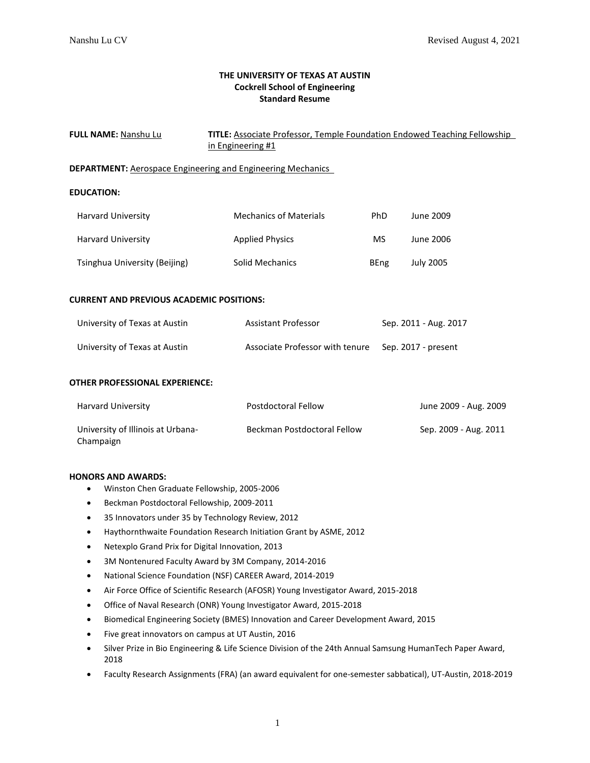**THE UNIVERSITY OF TEXAS AT AUSTIN**
**Cockrell School of Engineering**
**Standard Resume**

**FULL NAME:** Nanshu Lu **TITLE:** Associate Professor, Temple Foundation Endowed Teaching Fellowship in Engineering #1

**DEPARTMENT:** Aerospace Engineering and Engineering Mechanics

**EDUCATION:**

| | | | |
|---|---|---|---|
| Harvard University | Mechanics of Materials | PhD | June 2009 |
| Harvard University | Applied Physics | MS | June 2006 |
| Tsinghua University (Beijing) | Solid Mechanics | BEng | July 2005 |

**CURRENT AND PREVIOUS ACADEMIC POSITIONS:**

| | | |
|---|---|---|
| University of Texas at Austin | Assistant Professor | Sep. 2011 - Aug. 2017 |
| University of Texas at Austin | Associate Professor with tenure | Sep. 2017 - present |

**OTHER PROFESSIONAL EXPERIENCE:**

| | | |
|---|---|---|
| Harvard University | Postdoctoral Fellow | June 2009 - Aug. 2009 |
| University of Illinois at Urbana-Champaign | Beckman Postdoctoral Fellow | Sep. 2009 - Aug. 2011 |

**HONORS AND AWARDS:**

- Winston Chen Graduate Fellowship, 2005-2006
- Beckman Postdoctoral Fellowship, 2009-2011
- 35 Innovators under 35 by Technology Review, 2012
- Haythornthwaite Foundation Research Initiation Grant by ASME, 2012
- Netexplo Grand Prix for Digital Innovation, 2013
- 3M Nontenured Faculty Award by 3M Company, 2014-2016
- National Science Foundation (NSF) CAREER Award, 2014-2019
- Air Force Office of Scientific Research (AFOSR) Young Investigator Award, 2015-2018
- Office of Naval Research (ONR) Young Investigator Award, 2015-2018
- Biomedical Engineering Society (BMES) Innovation and Career Development Award, 2015
- Five great innovators on campus at UT Austin, 2016
- Silver Prize in Bio Engineering & Life Science Division of the 24th Annual Samsung HumanTech Paper Award, 2018
- Faculty Research Assignments (FRA) (an award equivalent for one-semester sabbatical), UT-Austin, 2018-2019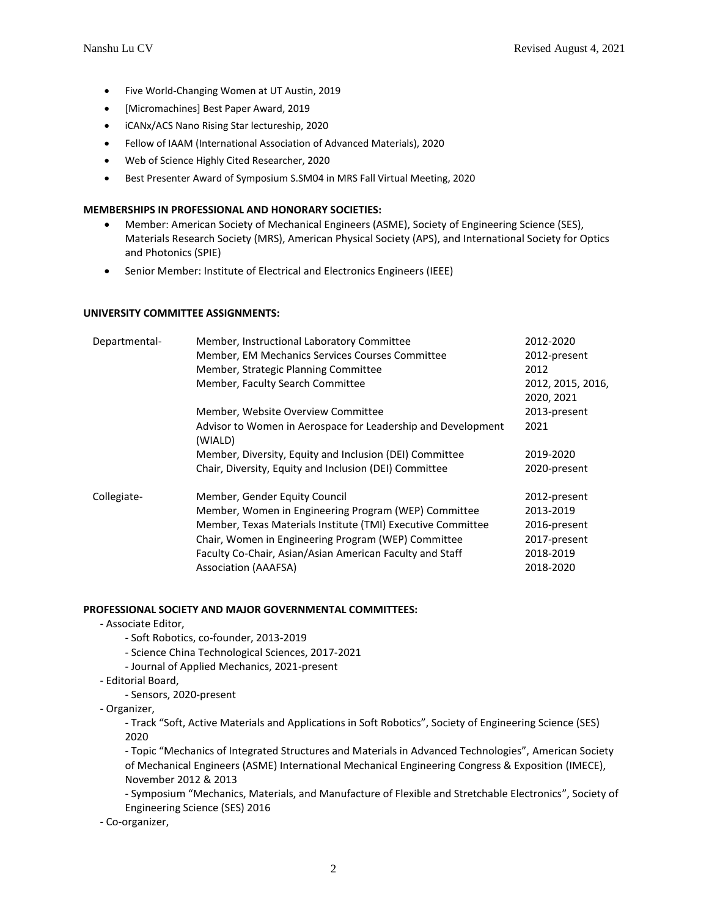- Five World-Changing Women at UT Austin, 2019
- [Micromachines] Best Paper Award, 2019
- iCANx/ACS Nano Rising Star lectureship, 2020
- Fellow of IAAM (International Association of Advanced Materials), 2020
- Web of Science Highly Cited Researcher, 2020
- Best Presenter Award of Symposium S.SM04 in MRS Fall Virtual Meeting, 2020

**MEMBERSHIPS IN PROFESSIONAL AND HONORARY SOCIETIES:**

- Member: American Society of Mechanical Engineers (ASME), Society of Engineering Science (SES), Materials Research Society (MRS), American Physical Society (APS), and International Society for Optics and Photonics (SPIE)
- Senior Member: Institute of Electrical and Electronics Engineers (IEEE)

**UNIVERSITY COMMITTEE ASSIGNMENTS:**

| | | |
|---|---|---|
| Departmental- | Member, Instructional Laboratory Committee | 2012-2020 |
| | Member, EM Mechanics Services Courses Committee | 2012-present |
| | Member, Strategic Planning Committee | 2012 |
| | Member, Faculty Search Committee | 2012, 2015, 2016, 2020, 2021 |
| | Member, Website Overview Committee | 2013-present |
| | Advisor to Women in Aerospace for Leadership and Development (WIALD) | 2021 |
| | Member, Diversity, Equity and Inclusion (DEI) Committee | 2019-2020 |
| | Chair, Diversity, Equity and Inclusion (DEI) Committee | 2020-present |
| Collegiate- | Member, Gender Equity Council | 2012-present |
| | Member, Women in Engineering Program (WEP) Committee | 2013-2019 |
| | Member, Texas Materials Institute (TMI) Executive Committee | 2016-present |
| | Chair, Women in Engineering Program (WEP) Committee | 2017-present |
| | Faculty Co-Chair, Asian/Asian American Faculty and Staff | 2018-2019 |
| | Association (AAAFSA) | 2018-2020 |

**PROFESSIONAL SOCIETY AND MAJOR GOVERNMENTAL COMMITTEES:**

- Associate Editor,
    - Soft Robotics, co-founder, 2013-2019
    - Science China Technological Sciences, 2017-2021
    - Journal of Applied Mechanics, 2021-present
- Editorial Board,
    - Sensors, 2020-present
- Organizer,
    - Track "Soft, Active Materials and Applications in Soft Robotics", Society of Engineering Science (SES) 2020
    - Topic "Mechanics of Integrated Structures and Materials in Advanced Technologies", American Society of Mechanical Engineers (ASME) International Mechanical Engineering Congress & Exposition (IMECE), November 2012 & 2013
    - Symposium "Mechanics, Materials, and Manufacture of Flexible and Stretchable Electronics", Society of Engineering Science (SES) 2016
- Co-organizer,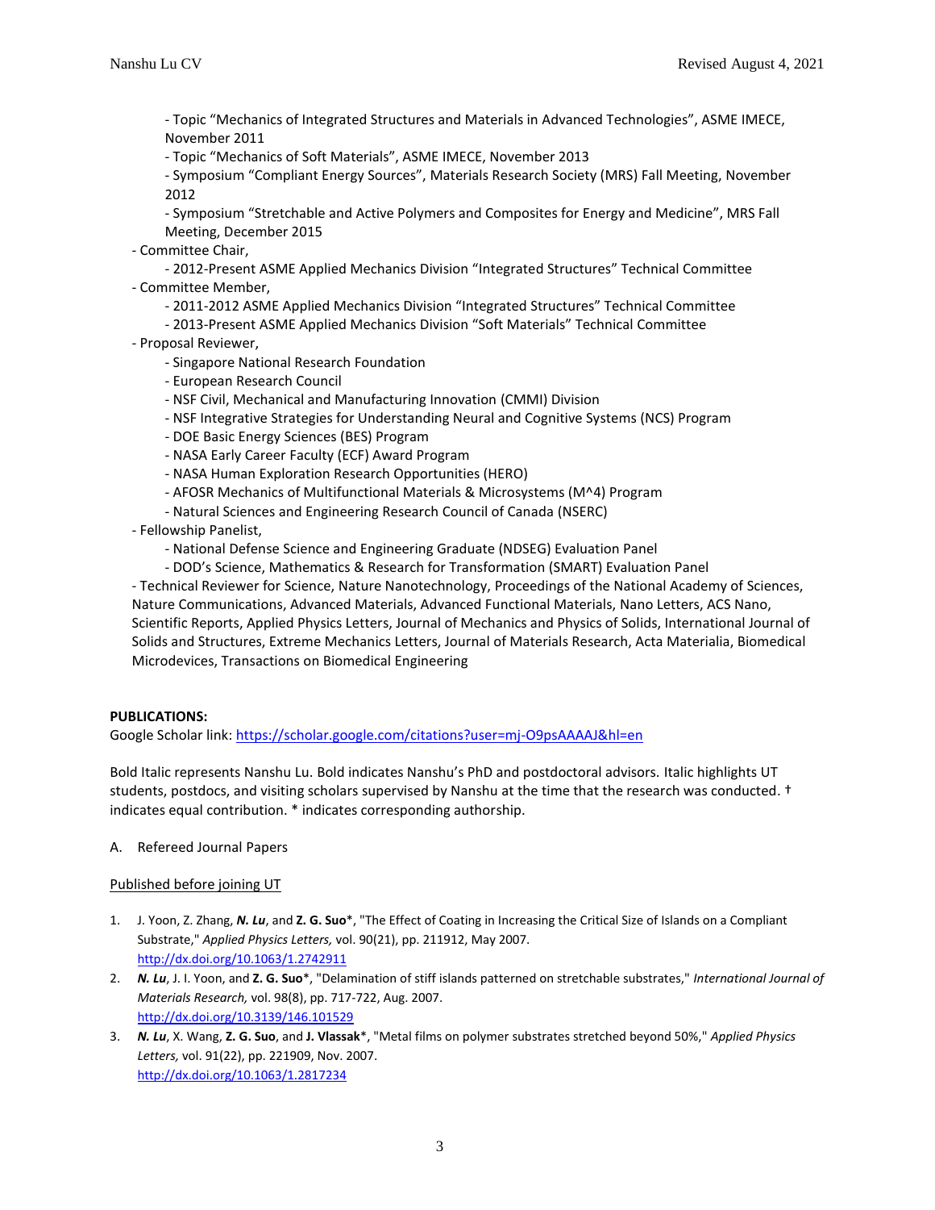- Topic “Mechanics of Integrated Structures and Materials in Advanced Technologies”, ASME IMECE, November 2011
  - Topic “Mechanics of Soft Materials”, ASME IMECE, November 2013
  - Symposium “Compliant Energy Sources”, Materials Research Society (MRS) Fall Meeting, November 2012
  - Symposium “Stretchable and Active Polymers and Composites for Energy and Medicine”, MRS Fall Meeting, December 2015
- Committee Chair,
  - 2012-Present ASME Applied Mechanics Division “Integrated Structures” Technical Committee
- Committee Member,
  - 2011-2012 ASME Applied Mechanics Division “Integrated Structures” Technical Committee
  - 2013-Present ASME Applied Mechanics Division “Soft Materials” Technical Committee
- Proposal Reviewer,
  - Singapore National Research Foundation
  - European Research Council
  - NSF Civil, Mechanical and Manufacturing Innovation (CMMI) Division
  - NSF Integrative Strategies for Understanding Neural and Cognitive Systems (NCS) Program
  - DOE Basic Energy Sciences (BES) Program
  - NASA Early Career Faculty (ECF) Award Program
  - NASA Human Exploration Research Opportunities (HERO)
  - AFOSR Mechanics of Multifunctional Materials & Microsystems (M^4) Program
  - Natural Sciences and Engineering Research Council of Canada (NSERC)
- Fellowship Panelist,
  - National Defense Science and Engineering Graduate (NDSEG) Evaluation Panel
  - DOD’s Science, Mathematics & Research for Transformation (SMART) Evaluation Panel
- Technical Reviewer for Science, Nature Nanotechnology, Proceedings of the National Academy of Sciences, Nature Communications, Advanced Materials, Advanced Functional Materials, Nano Letters, ACS Nano, Scientific Reports, Applied Physics Letters, Journal of Mechanics and Physics of Solids, International Journal of Solids and Structures, Extreme Mechanics Letters, Journal of Materials Research, Acta Materialia, Biomedical Microdevices, Transactions on Biomedical Engineering

**PUBLICATIONS:**

Google Scholar link: https://scholar.google.com/citations?user=mj-O9psAAAAJ&hl=en

Bold Italic represents Nanshu Lu. Bold indicates Nanshu’s PhD and postdoctoral advisors. Italic highlights UT students, postdocs, and visiting scholars supervised by Nanshu at the time that the research was conducted. † indicates equal contribution. * indicates corresponding authorship.

A. Refereed Journal Papers

Published before joining UT

1. J. Yoon, Z. Zhang, ***N. Lu***, and **Z. G. Suo***, "The Effect of Coating in Increasing the Critical Size of Islands on a Compliant Substrate," *Applied Physics Letters,* vol. 90(21), pp. 211912, May 2007. http://dx.doi.org/10.1063/1.2742911
2. ***N. Lu***, J. I. Yoon, and **Z. G. Suo***, "Delamination of stiff islands patterned on stretchable substrates," *International Journal of Materials Research,* vol. 98(8), pp. 717-722, Aug. 2007. http://dx.doi.org/10.3139/146.101529
3. ***N. Lu***, X. Wang, **Z. G. Suo**, and **J. Vlassak***, "Metal films on polymer substrates stretched beyond 50%," *Applied Physics Letters,* vol. 91(22), pp. 221909, Nov. 2007. http://dx.doi.org/10.1063/1.2817234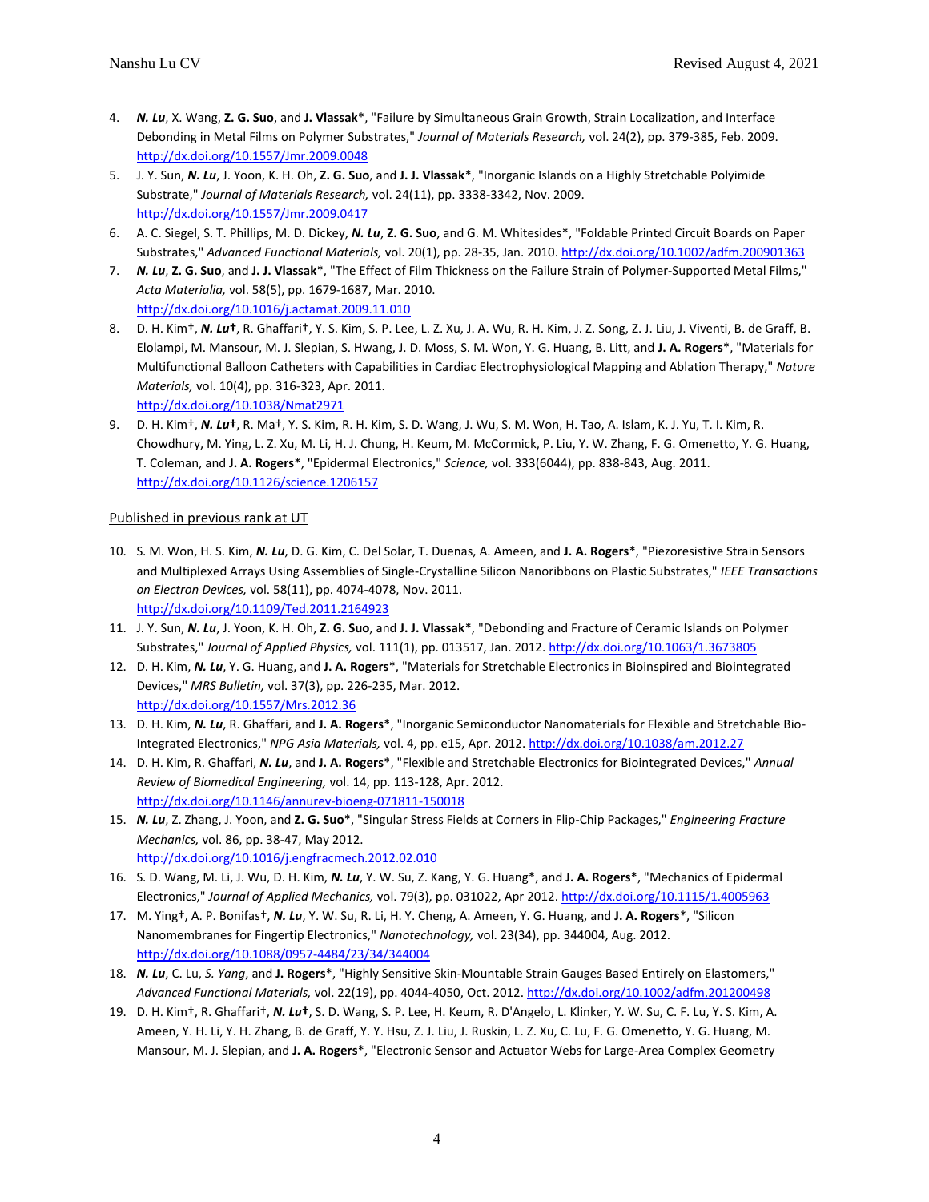4. ***N. Lu***, X. Wang, **Z. G. Suo**, and **J. Vlassak***, "Failure by Simultaneous Grain Growth, Strain Localization, and Interface Debonding in Metal Films on Polymer Substrates," *Journal of Materials Research,* vol. 24(2), pp. 379-385, Feb. 2009. http://dx.doi.org/10.1557/Jmr.2009.0048
5. J. Y. Sun, ***N. Lu***, J. Yoon, K. H. Oh, **Z. G. Suo**, and **J. J. Vlassak***, "Inorganic Islands on a Highly Stretchable Polyimide Substrate," *Journal of Materials Research,* vol. 24(11), pp. 3338-3342, Nov. 2009. http://dx.doi.org/10.1557/Jmr.2009.0417
6. A. C. Siegel, S. T. Phillips, M. D. Dickey, ***N. Lu***, **Z. G. Suo**, and G. M. Whitesides*, "Foldable Printed Circuit Boards on Paper Substrates," *Advanced Functional Materials,* vol. 20(1), pp. 28-35, Jan. 2010. http://dx.doi.org/10.1002/adfm.200901363
7. ***N. Lu***, **Z. G. Suo**, and **J. J. Vlassak***, "The Effect of Film Thickness on the Failure Strain of Polymer-Supported Metal Films," *Acta Materialia,* vol. 58(5), pp. 1679-1687, Mar. 2010. http://dx.doi.org/10.1016/j.actamat.2009.11.010
8. D. H. Kim†, ***N. Lu*†**, R. Ghaffari†, Y. S. Kim, S. P. Lee, L. Z. Xu, J. A. Wu, R. H. Kim, J. Z. Song, Z. J. Liu, J. Viventi, B. de Graff, B. Elolampi, M. Mansour, M. J. Slepian, S. Hwang, J. D. Moss, S. M. Won, Y. G. Huang, B. Litt, and **J. A. Rogers***, "Materials for Multifunctional Balloon Catheters with Capabilities in Cardiac Electrophysiological Mapping and Ablation Therapy," *Nature Materials,* vol. 10(4), pp. 316-323, Apr. 2011. http://dx.doi.org/10.1038/Nmat2971
9. D. H. Kim†, ***N. Lu*†**, R. Ma†, Y. S. Kim, R. H. Kim, S. D. Wang, J. Wu, S. M. Won, H. Tao, A. Islam, K. J. Yu, T. I. Kim, R. Chowdhury, M. Ying, L. Z. Xu, M. Li, H. J. Chung, H. Keum, M. McCormick, P. Liu, Y. W. Zhang, F. G. Omenetto, Y. G. Huang, T. Coleman, and **J. A. Rogers***, "Epidermal Electronics," *Science,* vol. 333(6044), pp. 838-843, Aug. 2011. http://dx.doi.org/10.1126/science.1206157

Published in previous rank at UT

10. S. M. Won, H. S. Kim, ***N. Lu***, D. G. Kim, C. Del Solar, T. Duenas, A. Ameen, and **J. A. Rogers***, "Piezoresistive Strain Sensors and Multiplexed Arrays Using Assemblies of Single-Crystalline Silicon Nanoribbons on Plastic Substrates," *IEEE Transactions on Electron Devices,* vol. 58(11), pp. 4074-4078, Nov. 2011. http://dx.doi.org/10.1109/Ted.2011.2164923
11. J. Y. Sun, ***N. Lu***, J. Yoon, K. H. Oh, **Z. G. Suo**, and **J. J. Vlassak***, "Debonding and Fracture of Ceramic Islands on Polymer Substrates," *Journal of Applied Physics,* vol. 111(1), pp. 013517, Jan. 2012. http://dx.doi.org/10.1063/1.3673805
12. D. H. Kim, ***N. Lu***, Y. G. Huang, and **J. A. Rogers***, "Materials for Stretchable Electronics in Bioinspired and Biointegrated Devices," *MRS Bulletin,* vol. 37(3), pp. 226-235, Mar. 2012. http://dx.doi.org/10.1557/Mrs.2012.36
13. D. H. Kim, ***N. Lu***, R. Ghaffari, and **J. A. Rogers***, "Inorganic Semiconductor Nanomaterials for Flexible and Stretchable Bio-Integrated Electronics," *NPG Asia Materials,* vol. 4, pp. e15, Apr. 2012. http://dx.doi.org/10.1038/am.2012.27
14. D. H. Kim, R. Ghaffari, ***N. Lu***, and **J. A. Rogers***, "Flexible and Stretchable Electronics for Biointegrated Devices," *Annual Review of Biomedical Engineering,* vol. 14, pp. 113-128, Apr. 2012. http://dx.doi.org/10.1146/annurev-bioeng-071811-150018
15. ***N. Lu***, Z. Zhang, J. Yoon, and **Z. G. Suo***, "Singular Stress Fields at Corners in Flip-Chip Packages," *Engineering Fracture Mechanics,* vol. 86, pp. 38-47, May 2012. http://dx.doi.org/10.1016/j.engfracmech.2012.02.010
16. S. D. Wang, M. Li, J. Wu, D. H. Kim, ***N. Lu***, Y. W. Su, Z. Kang, Y. G. Huang*, and **J. A. Rogers***, "Mechanics of Epidermal Electronics," *Journal of Applied Mechanics,* vol. 79(3), pp. 031022, Apr 2012. http://dx.doi.org/10.1115/1.4005963
17. M. Ying†, A. P. Bonifas†, ***N. Lu***, Y. W. Su, R. Li, H. Y. Cheng, A. Ameen, Y. G. Huang, and **J. A. Rogers***, "Silicon Nanomembranes for Fingertip Electronics," *Nanotechnology,* vol. 23(34), pp. 344004, Aug. 2012. http://dx.doi.org/10.1088/0957-4484/23/34/344004
18. ***N. Lu***, C. Lu, *S. Yang*, and **J. Rogers***, "Highly Sensitive Skin-Mountable Strain Gauges Based Entirely on Elastomers," *Advanced Functional Materials,* vol. 22(19), pp. 4044-4050, Oct. 2012. http://dx.doi.org/10.1002/adfm.201200498
19. D. H. Kim†, R. Ghaffari†, ***N. Lu*†**, S. D. Wang, S. P. Lee, H. Keum, R. D'Angelo, L. Klinker, Y. W. Su, C. F. Lu, Y. S. Kim, A. Ameen, Y. H. Li, Y. H. Zhang, B. de Graff, Y. Y. Hsu, Z. J. Liu, J. Ruskin, L. Z. Xu, C. Lu, F. G. Omenetto, Y. G. Huang, M. Mansour, M. J. Slepian, and **J. A. Rogers***, "Electronic Sensor and Actuator Webs for Large-Area Complex Geometry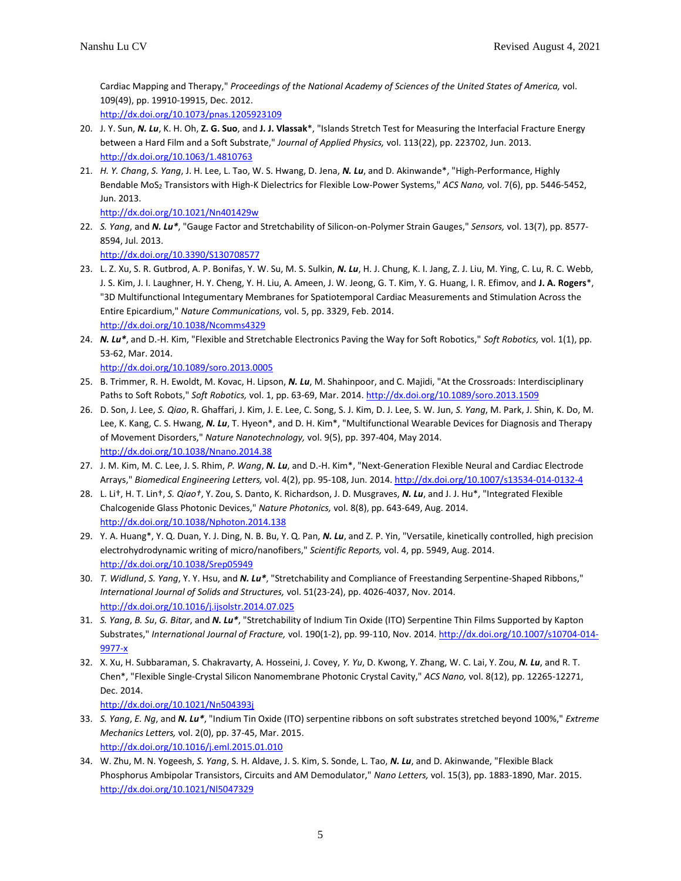Cardiac Mapping and Therapy," *Proceedings of the National Academy of Sciences of the United States of America,* vol. 109(49), pp. 19910-19915, Dec. 2012.
http://dx.doi.org/10.1073/pnas.1205923109

20. J. Y. Sun, ***N. Lu***, K. H. Oh, **Z. G. Suo**, and **J. J. Vlassak**\*, "Islands Stretch Test for Measuring the Interfacial Fracture Energy between a Hard Film and a Soft Substrate," *Journal of Applied Physics,* vol. 113(22), pp. 223702, Jun. 2013.
http://dx.doi.org/10.1063/1.4810763

21. *H. Y. Chang*, *S. Yang*, J. H. Lee, L. Tao, W. S. Hwang, D. Jena, ***N. Lu***, and D. Akinwande\*, "High-Performance, Highly Bendable $MoS_2$ Transistors with High-K Dielectrics for Flexible Low-Power Systems," *ACS Nano,* vol. 7(6), pp. 5446-5452, Jun. 2013.
http://dx.doi.org/10.1021/Nn401429w

22. *S. Yang*, and ***N. Lu\****, "Gauge Factor and Stretchability of Silicon-on-Polymer Strain Gauges," *Sensors,* vol. 13(7), pp. 8577-8594, Jul. 2013.
http://dx.doi.org/10.3390/S130708577

23. L. Z. Xu, S. R. Gutbrod, A. P. Bonifas, Y. W. Su, M. S. Sulkin, ***N. Lu***, H. J. Chung, K. I. Jang, Z. J. Liu, M. Ying, C. Lu, R. C. Webb, J. S. Kim, J. I. Laughner, H. Y. Cheng, Y. H. Liu, A. Ameen, J. W. Jeong, G. T. Kim, Y. G. Huang, I. R. Efimov, and **J. A. Rogers**\*, "3D Multifunctional Integumentary Membranes for Spatiotemporal Cardiac Measurements and Stimulation Across the Entire Epicardium," *Nature Communications,* vol. 5, pp. 3329, Feb. 2014.
http://dx.doi.org/10.1038/Ncomms4329

24. ***N. Lu\****, and D.-H. Kim, "Flexible and Stretchable Electronics Paving the Way for Soft Robotics," *Soft Robotics,* vol. 1(1), pp. 53-62, Mar. 2014.
http://dx.doi.org/10.1089/soro.2013.0005

25. B. Trimmer, R. H. Ewoldt, M. Kovac, H. Lipson, ***N. Lu***, M. Shahinpoor, and C. Majidi, "At the Crossroads: Interdisciplinary Paths to Soft Robots," *Soft Robotics,* vol. 1, pp. 63-69, Mar. 2014. http://dx.doi.org/10.1089/soro.2013.1509

26. D. Son, J. Lee, *S. Qiao*, R. Ghaffari, J. Kim, J. E. Lee, C. Song, S. J. Kim, D. J. Lee, S. W. Jun, *S. Yang*, M. Park, J. Shin, K. Do, M. Lee, K. Kang, C. S. Hwang, ***N. Lu***, T. Hyeon\*, and D. H. Kim\*, "Multifunctional Wearable Devices for Diagnosis and Therapy of Movement Disorders," *Nature Nanotechnology,* vol. 9(5), pp. 397-404, May 2014.
http://dx.doi.org/10.1038/Nnano.2014.38

27. J. M. Kim, M. C. Lee, J. S. Rhim, *P. Wang*, ***N. Lu***, and D.-H. Kim\*, "Next-Generation Flexible Neural and Cardiac Electrode Arrays," *Biomedical Engineering Letters,* vol. 4(2), pp. 95-108, Jun. 2014. http://dx.doi.org/10.1007/s13534-014-0132-4

28. L. Li†, H. T. Lin†, *S. Qiao†*, Y. Zou, S. Danto, K. Richardson, J. D. Musgraves, ***N. Lu***, and J. J. Hu\*, "Integrated Flexible Chalcogenide Glass Photonic Devices," *Nature Photonics,* vol. 8(8), pp. 643-649, Aug. 2014.
http://dx.doi.org/10.1038/Nphoton.2014.138

29. Y. A. Huang\*, Y. Q. Duan, Y. J. Ding, N. B. Bu, Y. Q. Pan, ***N. Lu***, and Z. P. Yin, "Versatile, kinetically controlled, high precision electrohydrodynamic writing of micro/nanofibers," *Scientific Reports,* vol. 4, pp. 5949, Aug. 2014.
http://dx.doi.org/10.1038/Srep05949

30. *T. Widlund*, *S. Yang*, Y. Y. Hsu, and ***N. Lu\****, "Stretchability and Compliance of Freestanding Serpentine-Shaped Ribbons," *International Journal of Solids and Structures,* vol. 51(23-24), pp. 4026-4037, Nov. 2014.
http://dx.doi.org/10.1016/j.ijsolstr.2014.07.025

31. *S. Yang*, *B. Su*, *G. Bitar*, and ***N. Lu\****, "Stretchability of Indium Tin Oxide (ITO) Serpentine Thin Films Supported by Kapton Substrates," *International Journal of Fracture,* vol. 190(1-2), pp. 99-110, Nov. 2014. http://dx.doi.org/10.1007/s10704-014-9977-x

32. X. Xu, H. Subbaraman, S. Chakravarty, A. Hosseini, J. Covey, *Y. Yu*, D. Kwong, Y. Zhang, W. C. Lai, Y. Zou, ***N. Lu***, and R. T. Chen\*, "Flexible Single-Crystal Silicon Nanomembrane Photonic Crystal Cavity," *ACS Nano,* vol. 8(12), pp. 12265-12271, Dec. 2014.
http://dx.doi.org/10.1021/Nn504393j

33. *S. Yang*, *E. Ng*, and ***N. Lu\****, "Indium Tin Oxide (ITO) serpentine ribbons on soft substrates stretched beyond 100%," *Extreme Mechanics Letters,* vol. 2(0), pp. 37-45, Mar. 2015.
http://dx.doi.org/10.1016/j.eml.2015.01.010

34. W. Zhu, M. N. Yogeesh, *S. Yang*, S. H. Aldave, J. S. Kim, S. Sonde, L. Tao, ***N. Lu***, and D. Akinwande, "Flexible Black Phosphorus Ambipolar Transistors, Circuits and AM Demodulator," *Nano Letters,* vol. 15(3), pp. 1883-1890, Mar. 2015.
http://dx.doi.org/10.1021/Nl5047329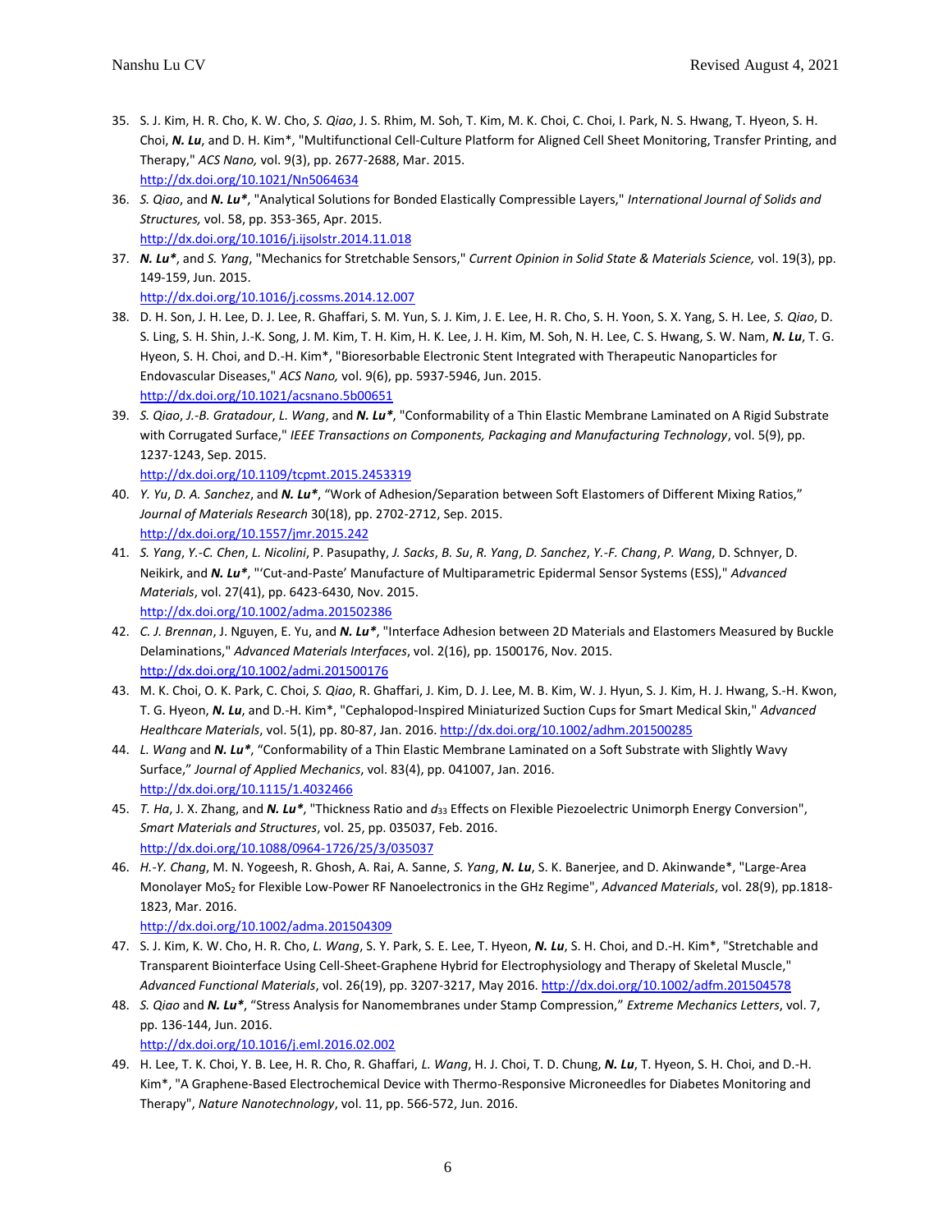35. S. J. Kim, H. R. Cho, K. W. Cho, *S. Qiao*, J. S. Rhim, M. Soh, T. Kim, M. K. Choi, C. Choi, I. Park, N. S. Hwang, T. Hyeon, S. H. Choi, ***N. Lu***, and D. H. Kim*, "Multifunctional Cell-Culture Platform for Aligned Cell Sheet Monitoring, Transfer Printing, and Therapy," *ACS Nano,* vol. 9(3), pp. 2677-2688, Mar. 2015. http://dx.doi.org/10.1021/Nn5064634
36. *S. Qiao*, and ***N. Lu****, "Analytical Solutions for Bonded Elastically Compressible Layers," *International Journal of Solids and Structures,* vol. 58, pp. 353-365, Apr. 2015. http://dx.doi.org/10.1016/j.ijsolstr.2014.11.018
37. ***N. Lu****, and *S. Yang*, "Mechanics for Stretchable Sensors," *Current Opinion in Solid State & Materials Science,* vol. 19(3), pp. 149-159, Jun. 2015. http://dx.doi.org/10.1016/j.cossms.2014.12.007
38. D. H. Son, J. H. Lee, D. J. Lee, R. Ghaffari, S. M. Yun, S. J. Kim, J. E. Lee, H. R. Cho, S. H. Yoon, S. X. Yang, S. H. Lee, *S. Qiao*, D. S. Ling, S. H. Shin, J.-K. Song, J. M. Kim, T. H. Kim, H. K. Lee, J. H. Kim, M. Soh, N. H. Lee, C. S. Hwang, S. W. Nam, ***N. Lu***, T. G. Hyeon, S. H. Choi, and D.-H. Kim*, "Bioresorbable Electronic Stent Integrated with Therapeutic Nanoparticles for Endovascular Diseases," *ACS Nano,* vol. 9(6), pp. 5937-5946, Jun. 2015. http://dx.doi.org/10.1021/acsnano.5b00651
39. *S. Qiao*, *J.-B. Gratadour*, *L. Wang*, and ***N. Lu****, "Conformability of a Thin Elastic Membrane Laminated on A Rigid Substrate with Corrugated Surface," *IEEE Transactions on Components, Packaging and Manufacturing Technology*, vol. 5(9), pp. 1237-1243, Sep. 2015. http://dx.doi.org/10.1109/tcpmt.2015.2453319
40. *Y. Yu*, *D. A. Sanchez*, and ***N. Lu****, "Work of Adhesion/Separation between Soft Elastomers of Different Mixing Ratios," *Journal of Materials Research* 30(18), pp. 2702-2712, Sep. 2015. http://dx.doi.org/10.1557/jmr.2015.242
41. *S. Yang*, *Y.-C. Chen*, *L. Nicolini*, P. Pasupathy, *J. Sacks*, *B. Su*, *R. Yang*, *D. Sanchez*, *Y.-F. Chang*, *P. Wang*, D. Schnyer, D. Neikirk, and ***N. Lu****, "'Cut-and-Paste' Manufacture of Multiparametric Epidermal Sensor Systems (ESS)," *Advanced Materials*, vol. 27(41), pp. 6423-6430, Nov. 2015. http://dx.doi.org/10.1002/adma.201502386
42. *C. J. Brennan*, J. Nguyen, E. Yu, and ***N. Lu****, "Interface Adhesion between 2D Materials and Elastomers Measured by Buckle Delaminations," *Advanced Materials Interfaces*, vol. 2(16), pp. 1500176, Nov. 2015. http://dx.doi.org/10.1002/admi.201500176
43. M. K. Choi, O. K. Park, C. Choi, *S. Qiao*, R. Ghaffari, J. Kim, D. J. Lee, M. B. Kim, W. J. Hyun, S. J. Kim, H. J. Hwang, S.-H. Kwon, T. G. Hyeon, ***N. Lu***, and D.-H. Kim*, "Cephalopod-Inspired Miniaturized Suction Cups for Smart Medical Skin," *Advanced Healthcare Materials*, vol. 5(1), pp. 80-87, Jan. 2016. http://dx.doi.org/10.1002/adhm.201500285
44. *L. Wang* and ***N. Lu****, "Conformability of a Thin Elastic Membrane Laminated on a Soft Substrate with Slightly Wavy Surface," *Journal of Applied Mechanics*, vol. 83(4), pp. 041007, Jan. 2016. http://dx.doi.org/10.1115/1.4032466
45. *T. Ha*, J. X. Zhang, and ***N. Lu****, "Thickness Ratio and $d_{33}$ Effects on Flexible Piezoelectric Unimorph Energy Conversion", *Smart Materials and Structures*, vol. 25, pp. 035037, Feb. 2016. http://dx.doi.org/10.1088/0964-1726/25/3/035037
46. *H.-Y. Chang*, M. N. Yogeesh, R. Ghosh, A. Rai, A. Sanne, *S. Yang*, ***N. Lu***, S. K. Banerjee, and D. Akinwande*, "Large-Area Monolayer $MoS_2$ for Flexible Low-Power RF Nanoelectronics in the GHz Regime", *Advanced Materials*, vol. 28(9), pp.1818-1823, Mar. 2016. http://dx.doi.org/10.1002/adma.201504309
47. S. J. Kim, K. W. Cho, H. R. Cho, *L. Wang*, S. Y. Park, S. E. Lee, T. Hyeon, ***N. Lu***, S. H. Choi, and D.-H. Kim*, "Stretchable and Transparent Biointerface Using Cell-Sheet-Graphene Hybrid for Electrophysiology and Therapy of Skeletal Muscle," *Advanced Functional Materials*, vol. 26(19), pp. 3207-3217, May 2016. http://dx.doi.org/10.1002/adfm.201504578
48. *S. Qiao* and ***N. Lu****, "Stress Analysis for Nanomembranes under Stamp Compression," *Extreme Mechanics Letters*, vol. 7, pp. 136-144, Jun. 2016. http://dx.doi.org/10.1016/j.eml.2016.02.002
49. H. Lee, T. K. Choi, Y. B. Lee, H. R. Cho, R. Ghaffari, *L. Wang*, H. J. Choi, T. D. Chung, ***N. Lu***, T. Hyeon, S. H. Choi, and D.-H. Kim*, "A Graphene-Based Electrochemical Device with Thermo-Responsive Microneedles for Diabetes Monitoring and Therapy", *Nature Nanotechnology*, vol. 11, pp. 566-572, Jun. 2016.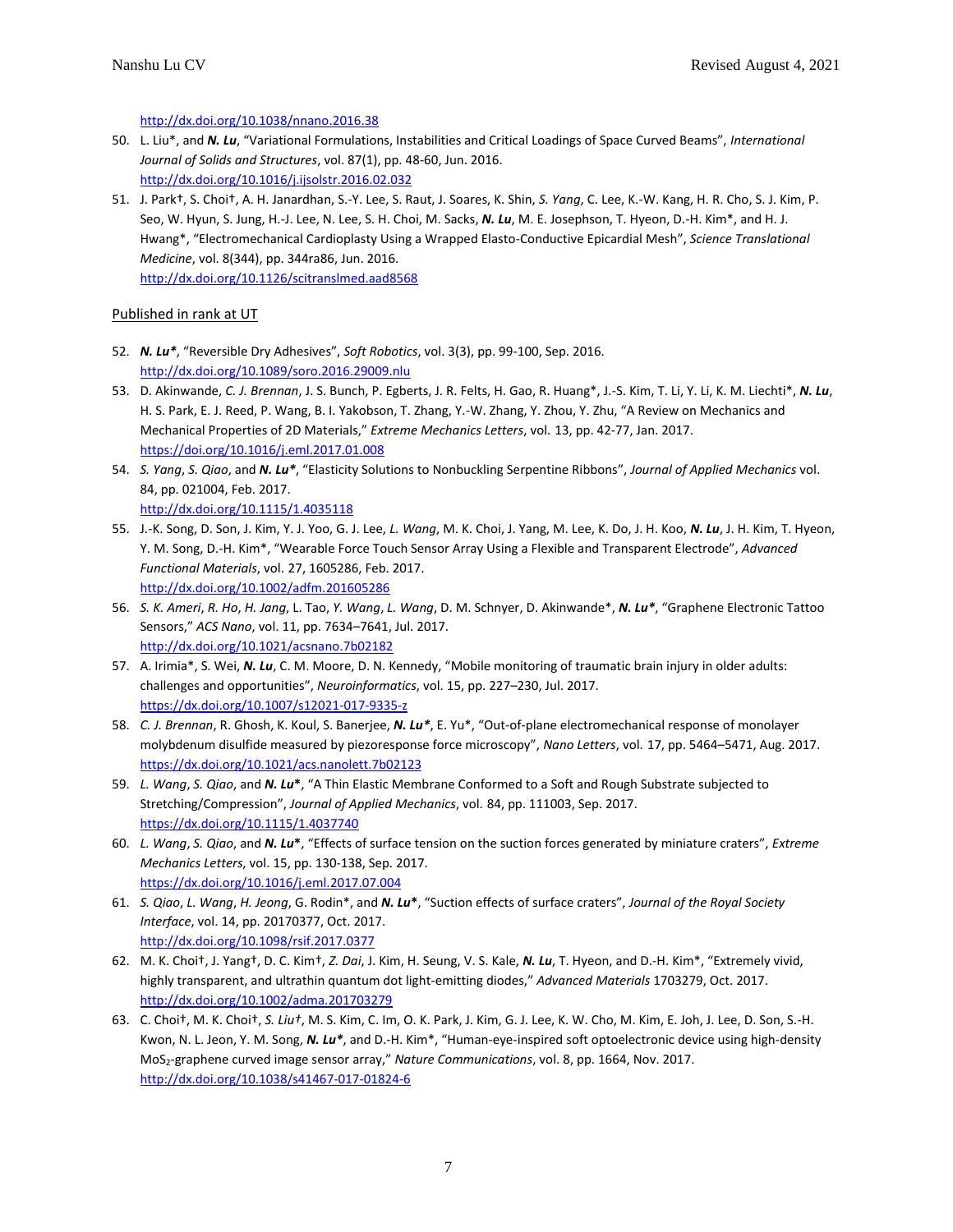http://dx.doi.org/10.1038/nnano.2016.38

50. L. Liu*, and ***N. Lu***, "Variational Formulations, Instabilities and Critical Loadings of Space Curved Beams", *International Journal of Solids and Structures*, vol. 87(1), pp. 48-60, Jun. 2016. http://dx.doi.org/10.1016/j.ijsolstr.2016.02.032
51. J. Park†, S. Choi†, A. H. Janardhan, S.-Y. Lee, S. Raut, J. Soares, K. Shin, *S. Yang*, C. Lee, K.-W. Kang, H. R. Cho, S. J. Kim, P. Seo, W. Hyun, S. Jung, H.-J. Lee, N. Lee, S. H. Choi, M. Sacks, ***N. Lu***, M. E. Josephson, T. Hyeon, D.-H. Kim*, and H. J. Hwang*, "Electromechanical Cardioplasty Using a Wrapped Elasto-Conductive Epicardial Mesh", *Science Translational Medicine*, vol. 8(344), pp. 344ra86, Jun. 2016. http://dx.doi.org/10.1126/scitranslmed.aad8568

Published in rank at UT

52. ***N. Lu****, "Reversible Dry Adhesives", *Soft Robotics*, vol. 3(3), pp. 99-100, Sep. 2016. http://dx.doi.org/10.1089/soro.2016.29009.nlu
53. D. Akinwande, *C. J. Brennan*, J. S. Bunch, P. Egberts, J. R. Felts, H. Gao, R. Huang*, J.-S. Kim, T. Li, Y. Li, K. M. Liechti*, ***N. Lu***, H. S. Park, E. J. Reed, P. Wang, B. I. Yakobson, T. Zhang, Y.-W. Zhang, Y. Zhou, Y. Zhu, "A Review on Mechanics and Mechanical Properties of 2D Materials," *Extreme Mechanics Letters*, vol. 13, pp. 42-77, Jan. 2017. https://doi.org/10.1016/j.eml.2017.01.008
54. *S. Yang*, *S. Qiao*, and ***N. Lu****, "Elasticity Solutions to Nonbuckling Serpentine Ribbons", *Journal of Applied Mechanics* vol. 84, pp. 021004, Feb. 2017. http://dx.doi.org/10.1115/1.4035118
55. J.-K. Song, D. Son, J. Kim, Y. J. Yoo, G. J. Lee, *L. Wang*, M. K. Choi, J. Yang, M. Lee, K. Do, J. H. Koo, ***N. Lu***, J. H. Kim, T. Hyeon, Y. M. Song, D.-H. Kim*, "Wearable Force Touch Sensor Array Using a Flexible and Transparent Electrode", *Advanced Functional Materials*, vol. 27, 1605286, Feb. 2017. http://dx.doi.org/10.1002/adfm.201605286
56. *S. K. Ameri*, *R. Ho*, *H. Jang*, L. Tao, *Y. Wang*, *L. Wang*, D. M. Schnyer, D. Akinwande*, ***N. Lu****, "Graphene Electronic Tattoo Sensors," *ACS Nano*, vol. 11, pp. 7634–7641, Jul. 2017. http://dx.doi.org/10.1021/acsnano.7b02182
57. A. Irimia*, S. Wei, ***N. Lu***, C. M. Moore, D. N. Kennedy, "Mobile monitoring of traumatic brain injury in older adults: challenges and opportunities", *Neuroinformatics*, vol. 15, pp. 227–230, Jul. 2017. https://dx.doi.org/10.1007/s12021-017-9335-z
58. *C. J. Brennan*, R. Ghosh, K. Koul, S. Banerjee, ***N. Lu****, E. Yu*, "Out-of-plane electromechanical response of monolayer molybdenum disulfide measured by piezoresponse force microscopy", *Nano Letters*, vol. 17, pp. 5464–5471, Aug. 2017. https://dx.doi.org/10.1021/acs.nanolett.7b02123
59. *L. Wang*, *S. Qiao*, and ***N. Lu****, "A Thin Elastic Membrane Conformed to a Soft and Rough Substrate subjected to Stretching/Compression", *Journal of Applied Mechanics*, vol. 84, pp. 111003, Sep. 2017. https://dx.doi.org/10.1115/1.4037740
60. *L. Wang*, *S. Qiao*, and ***N. Lu****, "Effects of surface tension on the suction forces generated by miniature craters", *Extreme Mechanics Letters*, vol. 15, pp. 130-138, Sep. 2017. https://dx.doi.org/10.1016/j.eml.2017.07.004
61. *S. Qiao*, *L. Wang*, *H. Jeong*, G. Rodin*, and ***N. Lu****, "Suction effects of surface craters", *Journal of the Royal Society Interface*, vol. 14, pp. 20170377, Oct. 2017. http://dx.doi.org/10.1098/rsif.2017.0377
62. M. K. Choi†, J. Yang†, D. C. Kim†, *Z. Dai*, J. Kim, H. Seung, V. S. Kale, ***N. Lu***, T. Hyeon, and D.-H. Kim*, "Extremely vivid, highly transparent, and ultrathin quantum dot light-emitting diodes," *Advanced Materials* 1703279, Oct. 2017. http://dx.doi.org/10.1002/adma.201703279
63. C. Choi†, M. K. Choi†, *S. Liu†*, M. S. Kim, C. Im, O. K. Park, J. Kim, G. J. Lee, K. W. Cho, M. Kim, E. Joh, J. Lee, D. Son, S.-H. Kwon, N. L. Jeon, Y. M. Song, ***N. Lu****, and D.-H. Kim*, "Human-eye-inspired soft optoelectronic device using high-density $MoS_2$-graphene curved image sensor array," *Nature Communications*, vol. 8, pp. 1664, Nov. 2017. http://dx.doi.org/10.1038/s41467-017-01824-6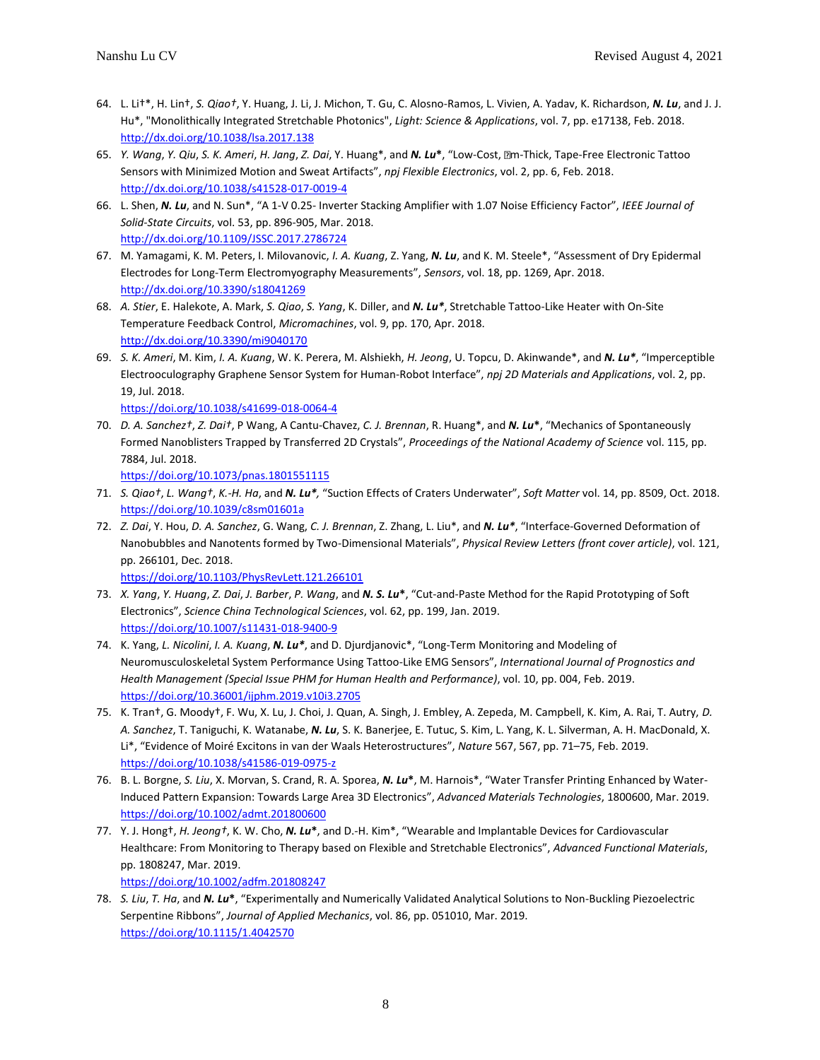64. L. Li†*, H. Lin†, *S. Qiao†*, Y. Huang, J. Li, J. Michon, T. Gu, C. Alosno-Ramos, L. Vivien, A. Yadav, K. Richardson, ***N. Lu***, and J. J. Hu*, "Monolithically Integrated Stretchable Photonics", *Light: Science & Applications*, vol. 7, pp. e17138, Feb. 2018. http://dx.doi.org/10.1038/lsa.2017.138
65. *Y. Wang*, *Y. Qiu*, *S. K. Ameri*, *H. Jang*, *Z. Dai*, Y. Huang*, and ***N. Lu*****\***, "Low-Cost, m-Thick, Tape-Free Electronic Tattoo Sensors with Minimized Motion and Sweat Artifacts", *npj Flexible Electronics*, vol. 2, pp. 6, Feb. 2018. http://dx.doi.org/10.1038/s41528-017-0019-4
66. L. Shen, ***N. Lu***, and N. Sun*, "A 1-V 0.25- Inverter Stacking Amplifier with 1.07 Noise Efficiency Factor", *IEEE Journal of Solid-State Circuits*, vol. 53, pp. 896-905, Mar. 2018. http://dx.doi.org/10.1109/JSSC.2017.2786724
67. M. Yamagami, K. M. Peters, I. Milovanovic, *I. A. Kuang*, Z. Yang, ***N. Lu***, and K. M. Steele*, "Assessment of Dry Epidermal Electrodes for Long-Term Electromyography Measurements", *Sensors*, vol. 18, pp. 1269, Apr. 2018. http://dx.doi.org/10.3390/s18041269
68. *A. Stier*, E. Halekote, A. Mark, *S. Qiao*, *S. Yang*, K. Diller, and ***N. Lu\****, Stretchable Tattoo-Like Heater with On-Site Temperature Feedback Control, *Micromachines*, vol. 9, pp. 170, Apr. 2018. http://dx.doi.org/10.3390/mi9040170
69. *S. K. Ameri*, M. Kim, *I. A. Kuang*, W. K. Perera, M. Alshiekh, *H. Jeong*, U. Topcu, D. Akinwande*, and ***N. Lu\****, "Imperceptible Electrooculography Graphene Sensor System for Human-Robot Interface", *npj 2D Materials and Applications*, vol. 2, pp. 19, Jul. 2018. https://doi.org/10.1038/s41699-018-0064-4
70. *D. A. Sanchez†*, *Z. Dai†*, P Wang, A Cantu-Chavez, *C. J. Brennan*, R. Huang*, and ***N. Lu*****\***, "Mechanics of Spontaneously Formed Nanoblisters Trapped by Transferred 2D Crystals", *Proceedings of the National Academy of Science* vol. 115, pp. 7884, Jul. 2018. https://doi.org/10.1073/pnas.1801551115
71. *S. Qiao†*, *L. Wang†*, *K.-H. Ha*, and ***N. Lu\****, "Suction Effects of Craters Underwater", *Soft Matter* vol. 14, pp. 8509, Oct. 2018. https://doi.org/10.1039/c8sm01601a
72. *Z. Dai*, Y. Hou, *D. A. Sanchez*, G. Wang, *C. J. Brennan*, Z. Zhang, L. Liu*, and ***N. Lu\****, "Interface-Governed Deformation of Nanobubbles and Nanotents formed by Two-Dimensional Materials", *Physical Review Letters (front cover article)*, vol. 121, pp. 266101, Dec. 2018. https://doi.org/10.1103/PhysRevLett.121.266101
73. *X. Yang*, *Y. Huang*, *Z. Dai*, *J. Barber*, *P. Wang*, and ***N. S. Lu*****\***, "Cut-and-Paste Method for the Rapid Prototyping of Soft Electronics", *Science China Technological Sciences*, vol. 62, pp. 199, Jan. 2019. https://doi.org/10.1007/s11431-018-9400-9
74. K. Yang, *L. Nicolini*, *I. A. Kuang*, ***N. Lu\****, and D. Djurdjanovic*, "Long-Term Monitoring and Modeling of Neuromusculoskeletal System Performance Using Tattoo-Like EMG Sensors", *International Journal of Prognostics and Health Management (Special Issue PHM for Human Health and Performance)*, vol. 10, pp. 004, Feb. 2019. https://doi.org/10.36001/ijphm.2019.v10i3.2705
75. K. Tran†, G. Moody†, F. Wu, X. Lu, J. Choi, J. Quan, A. Singh, J. Embley, A. Zepeda, M. Campbell, K. Kim, A. Rai, T. Autry, *D. A. Sanchez*, T. Taniguchi, K. Watanabe, ***N. Lu***, S. K. Banerjee, E. Tutuc, S. Kim, L. Yang, K. L. Silverman, A. H. MacDonald, X. Li*, "Evidence of Moiré Excitons in van der Waals Heterostructures", *Nature* 567, 567, pp. 71–75, Feb. 2019. https://doi.org/10.1038/s41586-019-0975-z
76. B. L. Borgne, *S. Liu*, X. Morvan, S. Crand, R. A. Sporea, ***N. Lu*****\***, M. Harnois*, "Water Transfer Printing Enhanced by Water-Induced Pattern Expansion: Towards Large Area 3D Electronics", *Advanced Materials Technologies*, 1800600, Mar. 2019. https://doi.org/10.1002/admt.201800600
77. Y. J. Hong†, *H. Jeong†*, K. W. Cho, ***N. Lu*****\***, and D.-H. Kim*, "Wearable and Implantable Devices for Cardiovascular Healthcare: From Monitoring to Therapy based on Flexible and Stretchable Electronics", *Advanced Functional Materials*, pp. 1808247, Mar. 2019. https://doi.org/10.1002/adfm.201808247
78. *S. Liu*, *T. Ha*, and ***N. Lu*****\***, "Experimentally and Numerically Validated Analytical Solutions to Non-Buckling Piezoelectric Serpentine Ribbons", *Journal of Applied Mechanics*, vol. 86, pp. 051010, Mar. 2019. https://doi.org/10.1115/1.4042570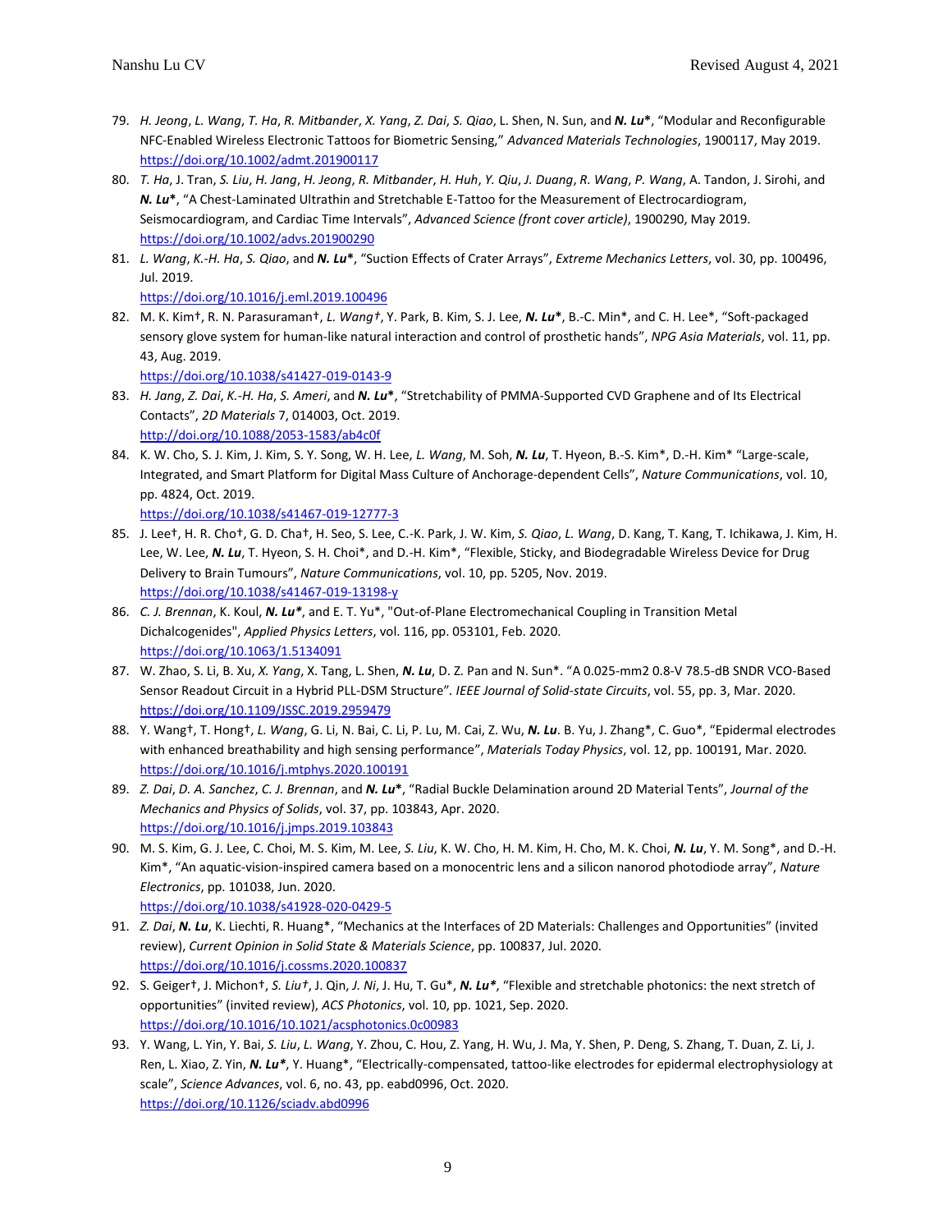79. *H. Jeong*, *L. Wang*, *T. Ha*, *R. Mitbander*, *X. Yang*, *Z. Dai*, *S. Qiao*, L. Shen, N. Sun, and ***N. Lu*\***, "Modular and Reconfigurable NFC-Enabled Wireless Electronic Tattoos for Biometric Sensing," *Advanced Materials Technologies*, 1900117, May 2019. https://doi.org/10.1002/admt.201900117
80. *T. Ha*, J. Tran, *S. Liu*, *H. Jang*, *H. Jeong*, *R. Mitbander*, *H. Huh*, *Y. Qiu*, *J. Duang*, *R. Wang*, *P. Wang*, A. Tandon, J. Sirohi, and ***N. Lu*\***, "A Chest-Laminated Ultrathin and Stretchable E-Tattoo for the Measurement of Electrocardiogram, Seismocardiogram, and Cardiac Time Intervals", *Advanced Science (front cover article)*, 1900290, May 2019. https://doi.org/10.1002/advs.201900290
81. *L. Wang*, *K.-H. Ha*, *S. Qiao*, and ***N. Lu*\***, "Suction Effects of Crater Arrays", *Extreme Mechanics Letters*, vol. 30, pp. 100496, Jul. 2019. https://doi.org/10.1016/j.eml.2019.100496
82. M. K. Kim†, R. N. Parasuraman†, *L. Wang†*, Y. Park, B. Kim, S. J. Lee, ***N. Lu*\***, B.-C. Min\*, and C. H. Lee\*, "Soft-packaged sensory glove system for human-like natural interaction and control of prosthetic hands", *NPG Asia Materials*, vol. 11, pp. 43, Aug. 2019. https://doi.org/10.1038/s41427-019-0143-9
83. *H. Jang*, *Z. Dai*, *K.-H. Ha*, *S. Ameri*, and ***N. Lu*\***, "Stretchability of PMMA-Supported CVD Graphene and of Its Electrical Contacts", *2D Materials* 7, 014003, Oct. 2019. http://doi.org/10.1088/2053-1583/ab4c0f
84. K. W. Cho, S. J. Kim, J. Kim, S. Y. Song, W. H. Lee, *L. Wang*, M. Soh, ***N. Lu***, T. Hyeon, B.-S. Kim\*, D.-H. Kim\* "Large-scale, Integrated, and Smart Platform for Digital Mass Culture of Anchorage-dependent Cells", *Nature Communications*, vol. 10, pp. 4824, Oct. 2019. https://doi.org/10.1038/s41467-019-12777-3
85. J. Lee†, H. R. Cho†, G. D. Cha†, H. Seo, S. Lee, C.-K. Park, J. W. Kim, *S. Qiao*, *L. Wang*, D. Kang, T. Kang, T. Ichikawa, J. Kim, H. Lee, W. Lee, ***N. Lu***, T. Hyeon, S. H. Choi\*, and D.-H. Kim\*, "Flexible, Sticky, and Biodegradable Wireless Device for Drug Delivery to Brain Tumours", *Nature Communications*, vol. 10, pp. 5205, Nov. 2019. https://doi.org/10.1038/s41467-019-13198-y
86. *C. J. Brennan*, K. Koul, ***N. Lu*\***, and E. T. Yu\*, "Out-of-Plane Electromechanical Coupling in Transition Metal Dichalcogenides", *Applied Physics Letters*, vol. 116, pp. 053101, Feb. 2020. https://doi.org/10.1063/1.5134091
87. W. Zhao, S. Li, B. Xu, *X. Yang*, X. Tang, L. Shen, ***N. Lu***, D. Z. Pan and N. Sun\*. "A 0.025-mm2 0.8-V 78.5-dB SNDR VCO-Based Sensor Readout Circuit in a Hybrid PLL-DSM Structure". *IEEE Journal of Solid-state Circuits*, vol. 55, pp. 3, Mar. 2020. https://doi.org/10.1109/JSSC.2019.2959479
88. Y. Wang†, T. Hong†, *L. Wang*, G. Li, N. Bai, C. Li, P. Lu, M. Cai, Z. Wu, ***N. Lu***. B. Yu, J. Zhang\*, C. Guo\*, "Epidermal electrodes with enhanced breathability and high sensing performance", *Materials Today Physics*, vol. 12, pp. 100191, Mar. 2020. https://doi.org/10.1016/j.mtphys.2020.100191
89. *Z. Dai*, *D. A. Sanchez*, *C. J. Brennan*, and ***N. Lu*\***, "Radial Buckle Delamination around 2D Material Tents", *Journal of the Mechanics and Physics of Solids*, vol. 37, pp. 103843, Apr. 2020. https://doi.org/10.1016/j.jmps.2019.103843
90. M. S. Kim, G. J. Lee, C. Choi, M. S. Kim, M. Lee, *S. Liu*, K. W. Cho, H. M. Kim, H. Cho, M. K. Choi, ***N. Lu***, Y. M. Song\*, and D.-H. Kim\*, "An aquatic-vision-inspired camera based on a monocentric lens and a silicon nanorod photodiode array", *Nature Electronics*, pp. 101038, Jun. 2020. https://doi.org/10.1038/s41928-020-0429-5
91. *Z. Dai*, ***N. Lu***, K. Liechti, R. Huang\*, "Mechanics at the Interfaces of 2D Materials: Challenges and Opportunities" (invited review), *Current Opinion in Solid State & Materials Science*, pp. 100837, Jul. 2020. https://doi.org/10.1016/j.cossms.2020.100837
92. S. Geiger†, J. Michon†, *S. Liu†*, J. Qin, *J. Ni*, J. Hu, T. Gu\*, ***N. Lu*\***, "Flexible and stretchable photonics: the next stretch of opportunities" (invited review), *ACS Photonics*, vol. 10, pp. 1021, Sep. 2020. https://doi.org/10.1016/10.1021/acsphotonics.0c00983
93. Y. Wang, L. Yin, Y. Bai, *S. Liu*, *L. Wang*, Y. Zhou, C. Hou, Z. Yang, H. Wu, J. Ma, Y. Shen, P. Deng, S. Zhang, T. Duan, Z. Li, J. Ren, L. Xiao, Z. Yin, ***N. Lu*\***, Y. Huang\*, "Electrically-compensated, tattoo-like electrodes for epidermal electrophysiology at scale", *Science Advances*, vol. 6, no. 43, pp. eabd0996, Oct. 2020. https://doi.org/10.1126/sciadv.abd0996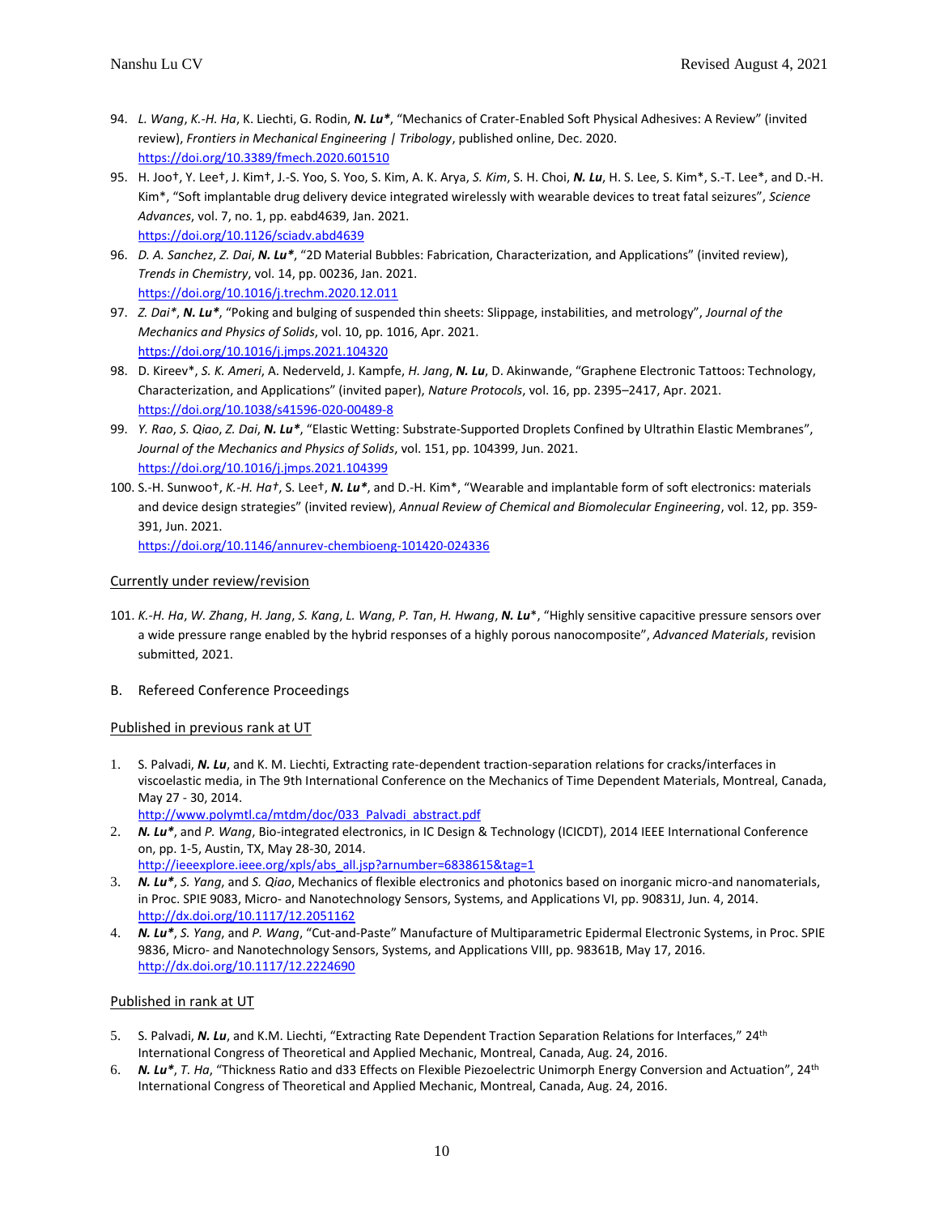94. *L. Wang*, *K.-H. Ha*, K. Liechti, G. Rodin, ***N. Lu****, "Mechanics of Crater-Enabled Soft Physical Adhesives: A Review" (invited review), *Frontiers in Mechanical Engineering | Tribology*, published online, Dec. 2020. https://doi.org/10.3389/fmech.2020.601510
95. H. Joo†, Y. Lee†, J. Kim†, J.-S. Yoo, S. Yoo, S. Kim, A. K. Arya, *S. Kim*, S. H. Choi, ***N. Lu***, H. S. Lee, S. Kim*, S.-T. Lee*, and D.-H. Kim*, "Soft implantable drug delivery device integrated wirelessly with wearable devices to treat fatal seizures", *Science Advances*, vol. 7, no. 1, pp. eabd4639, Jan. 2021. https://doi.org/10.1126/sciadv.abd4639
96. *D. A. Sanchez*, *Z. Dai*, ***N. Lu****, "2D Material Bubbles: Fabrication, Characterization, and Applications" (invited review), *Trends in Chemistry*, vol. 14, pp. 00236, Jan. 2021. https://doi.org/10.1016/j.trechm.2020.12.011
97. *Z. Dai**, ***N. Lu****, "Poking and bulging of suspended thin sheets: Slippage, instabilities, and metrology", *Journal of the Mechanics and Physics of Solids*, vol. 10, pp. 1016, Apr. 2021. https://doi.org/10.1016/j.jmps.2021.104320
98. D. Kireev*, *S. K. Ameri*, A. Nederveld, J. Kampfe, *H. Jang*, ***N. Lu***, D. Akinwande, "Graphene Electronic Tattoos: Technology, Characterization, and Applications" (invited paper), *Nature Protocols*, vol. 16, pp. 2395–2417, Apr. 2021. https://doi.org/10.1038/s41596-020-00489-8
99. *Y. Rao*, *S. Qiao*, *Z. Dai*, ***N. Lu****, "Elastic Wetting: Substrate-Supported Droplets Confined by Ultrathin Elastic Membranes", *Journal of the Mechanics and Physics of Solids*, vol. 151, pp. 104399, Jun. 2021. https://doi.org/10.1016/j.jmps.2021.104399
100. S.-H. Sunwoo†, *K.-H. Ha*†, S. Lee†, ***N. Lu****, and D.-H. Kim*, "Wearable and implantable form of soft electronics: materials and device design strategies" (invited review), *Annual Review of Chemical and Biomolecular Engineering*, vol. 12, pp. 359-391, Jun. 2021. https://doi.org/10.1146/annurev-chembioeng-101420-024336

Currently under review/revision

101. *K.-H. Ha*, *W. Zhang*, *H. Jang*, *S. Kang*, *L. Wang*, *P. Tan*, *H. Hwang*, ***N. Lu****, "Highly sensitive capacitive pressure sensors over a wide pressure range enabled by the hybrid responses of a highly porous nanocomposite", *Advanced Materials*, revision submitted, 2021.

B. Refereed Conference Proceedings

Published in previous rank at UT

1. S. Palvadi, ***N. Lu***, and K. M. Liechti, Extracting rate-dependent traction-separation relations for cracks/interfaces in viscoelastic media, in The 9th International Conference on the Mechanics of Time Dependent Materials, Montreal, Canada, May 27 - 30, 2014. http://www.polymtl.ca/mtdm/doc/033_Palvadi_abstract.pdf
2. ***N. Lu****, and *P. Wang*, Bio-integrated electronics, in IC Design & Technology (ICICDT), 2014 IEEE International Conference on, pp. 1-5, Austin, TX, May 28-30, 2014. http://ieeexplore.ieee.org/xpls/abs_all.jsp?arnumber=6838615&tag=1
3. ***N. Lu****, *S. Yang*, and *S. Qiao*, Mechanics of flexible electronics and photonics based on inorganic micro-and nanomaterials, in Proc. SPIE 9083, Micro- and Nanotechnology Sensors, Systems, and Applications VI, pp. 90831J, Jun. 4, 2014. http://dx.doi.org/10.1117/12.2051162
4. ***N. Lu****, *S. Yang*, and *P. Wang*, "Cut-and-Paste" Manufacture of Multiparametric Epidermal Electronic Systems, in Proc. SPIE 9836, Micro- and Nanotechnology Sensors, Systems, and Applications VIII, pp. 98361B, May 17, 2016. http://dx.doi.org/10.1117/12.2224690

Published in rank at UT

5. S. Palvadi, ***N. Lu***, and K.M. Liechti, "Extracting Rate Dependent Traction Separation Relations for Interfaces," 24th International Congress of Theoretical and Applied Mechanic, Montreal, Canada, Aug. 24, 2016.
6. ***N. Lu****, *T. Ha*, "Thickness Ratio and d33 Effects on Flexible Piezoelectric Unimorph Energy Conversion and Actuation", 24th International Congress of Theoretical and Applied Mechanic, Montreal, Canada, Aug. 24, 2016.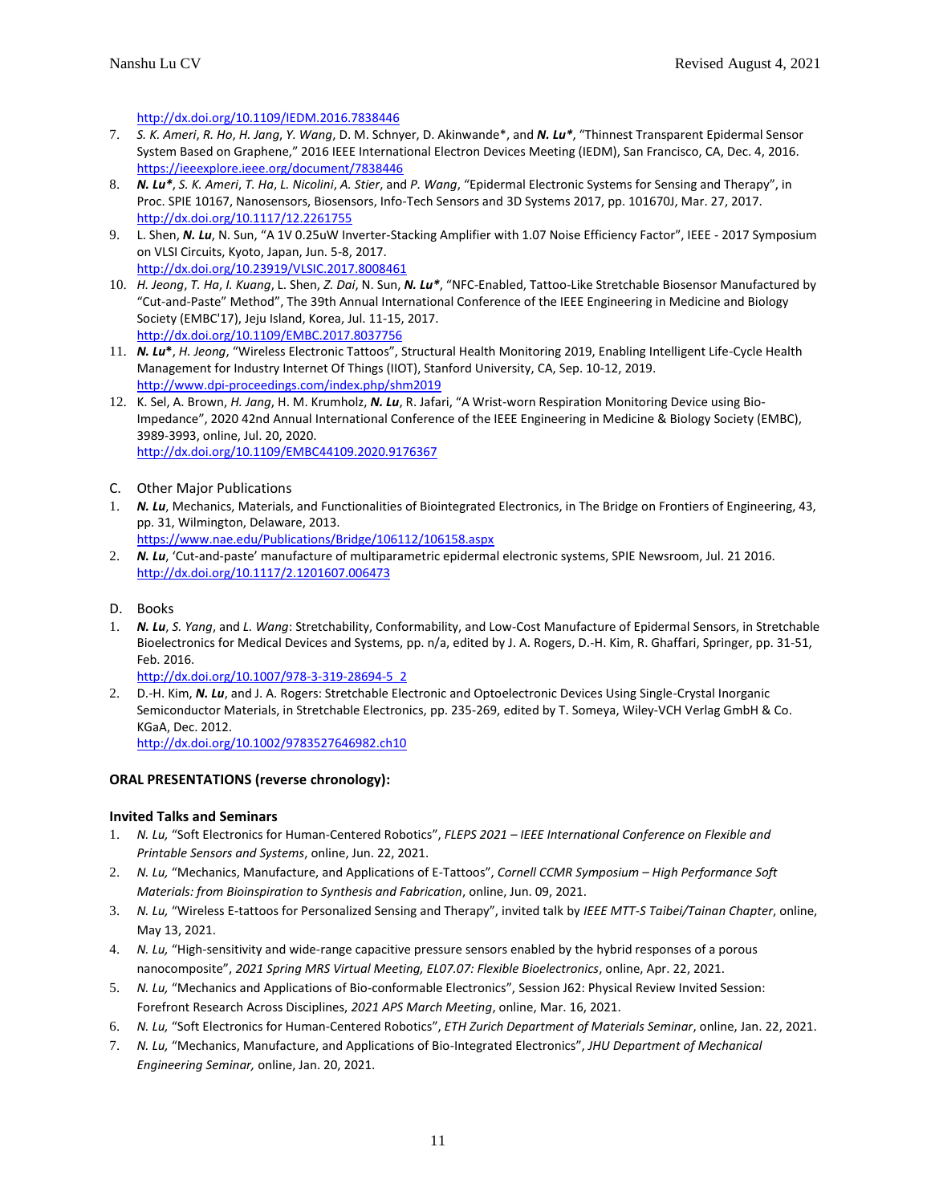http://dx.doi.org/10.1109/IEDM.2016.7838446

7. *S. K. Ameri*, *R. Ho*, *H. Jang*, *Y. Wang*, D. M. Schnyer, D. Akinwande*, and ***N. Lu****, "Thinnest Transparent Epidermal Sensor System Based on Graphene," 2016 IEEE International Electron Devices Meeting (IEDM), San Francisco, CA, Dec. 4, 2016. https://ieeexplore.ieee.org/document/7838446
8. ***N. Lu****, *S. K. Ameri*, *T. Ha*, *L. Nicolini*, *A. Stier*, and *P. Wang*, "Epidermal Electronic Systems for Sensing and Therapy", in Proc. SPIE 10167, Nanosensors, Biosensors, Info-Tech Sensors and 3D Systems 2017, pp. 101670J, Mar. 27, 2017. http://dx.doi.org/10.1117/12.2261755
9. L. Shen, ***N. Lu***, N. Sun, "A 1V 0.25uW Inverter-Stacking Amplifier with 1.07 Noise Efficiency Factor", IEEE - 2017 Symposium on VLSI Circuits, Kyoto, Japan, Jun. 5-8, 2017. http://dx.doi.org/10.23919/VLSIC.2017.8008461
10. *H. Jeong*, *T. Ha*, *I. Kuang*, L. Shen, *Z. Dai*, N. Sun, ***N. Lu****, "NFC-Enabled, Tattoo-Like Stretchable Biosensor Manufactured by "Cut-and-Paste" Method", The 39th Annual International Conference of the IEEE Engineering in Medicine and Biology Society (EMBC'17), Jeju Island, Korea, Jul. 11-15, 2017. http://dx.doi.org/10.1109/EMBC.2017.8037756
11. ***N. Lu****, *H. Jeong*, "Wireless Electronic Tattoos", Structural Health Monitoring 2019, Enabling Intelligent Life-Cycle Health Management for Industry Internet Of Things (IIOT), Stanford University, CA, Sep. 10-12, 2019. http://www.dpi-proceedings.com/index.php/shm2019
12. K. Sel, A. Brown, *H. Jang*, H. M. Krumholz, ***N. Lu***, R. Jafari, "A Wrist-worn Respiration Monitoring Device using Bio-Impedance", 2020 42nd Annual International Conference of the IEEE Engineering in Medicine & Biology Society (EMBC), 3989-3993, online, Jul. 20, 2020. http://dx.doi.org/10.1109/EMBC44109.2020.9176367

C. Other Major Publications

1. ***N. Lu***, Mechanics, Materials, and Functionalities of Biointegrated Electronics, in The Bridge on Frontiers of Engineering, 43, pp. 31, Wilmington, Delaware, 2013. https://www.nae.edu/Publications/Bridge/106112/106158.aspx
2. ***N. Lu***, 'Cut-and-paste' manufacture of multiparametric epidermal electronic systems, SPIE Newsroom, Jul. 21 2016. http://dx.doi.org/10.1117/2.1201607.006473

D. Books

1. ***N. Lu***, *S. Yang*, and *L. Wang*: Stretchability, Conformability, and Low-Cost Manufacture of Epidermal Sensors, in Stretchable Bioelectronics for Medical Devices and Systems, pp. n/a, edited by J. A. Rogers, D.-H. Kim, R. Ghaffari, Springer, pp. 31-51, Feb. 2016. http://dx.doi.org/10.1007/978-3-319-28694-5_2
2. D.-H. Kim, ***N. Lu***, and J. A. Rogers: Stretchable Electronic and Optoelectronic Devices Using Single-Crystal Inorganic Semiconductor Materials, in Stretchable Electronics, pp. 235-269, edited by T. Someya, Wiley-VCH Verlag GmbH & Co. KGaA, Dec. 2012. http://dx.doi.org/10.1002/9783527646982.ch10

**ORAL PRESENTATIONS (reverse chronology):**

**Invited Talks and Seminars**

1. *N. Lu,* "Soft Electronics for Human-Centered Robotics", *FLEPS 2021 – IEEE International Conference on Flexible and Printable Sensors and Systems*, online, Jun. 22, 2021.
2. *N. Lu,* "Mechanics, Manufacture, and Applications of E-Tattoos", *Cornell CCMR Symposium – High Performance Soft Materials: from Bioinspiration to Synthesis and Fabrication*, online, Jun. 09, 2021.
3. *N. Lu,* "Wireless E-tattoos for Personalized Sensing and Therapy", invited talk by *IEEE MTT-S Taibei/Tainan Chapter*, online, May 13, 2021.
4. *N. Lu,* "High-sensitivity and wide-range capacitive pressure sensors enabled by the hybrid responses of a porous nanocomposite", *2021 Spring MRS Virtual Meeting, EL07.07: Flexible Bioelectronics*, online, Apr. 22, 2021.
5. *N. Lu,* "Mechanics and Applications of Bio-conformable Electronics", Session J62: Physical Review Invited Session: Forefront Research Across Disciplines, *2021 APS March Meeting*, online, Mar. 16, 2021.
6. *N. Lu,* "Soft Electronics for Human-Centered Robotics", *ETH Zurich Department of Materials Seminar*, online, Jan. 22, 2021.
7. *N. Lu,* "Mechanics, Manufacture, and Applications of Bio-Integrated Electronics", *JHU Department of Mechanical Engineering Seminar,* online, Jan. 20, 2021.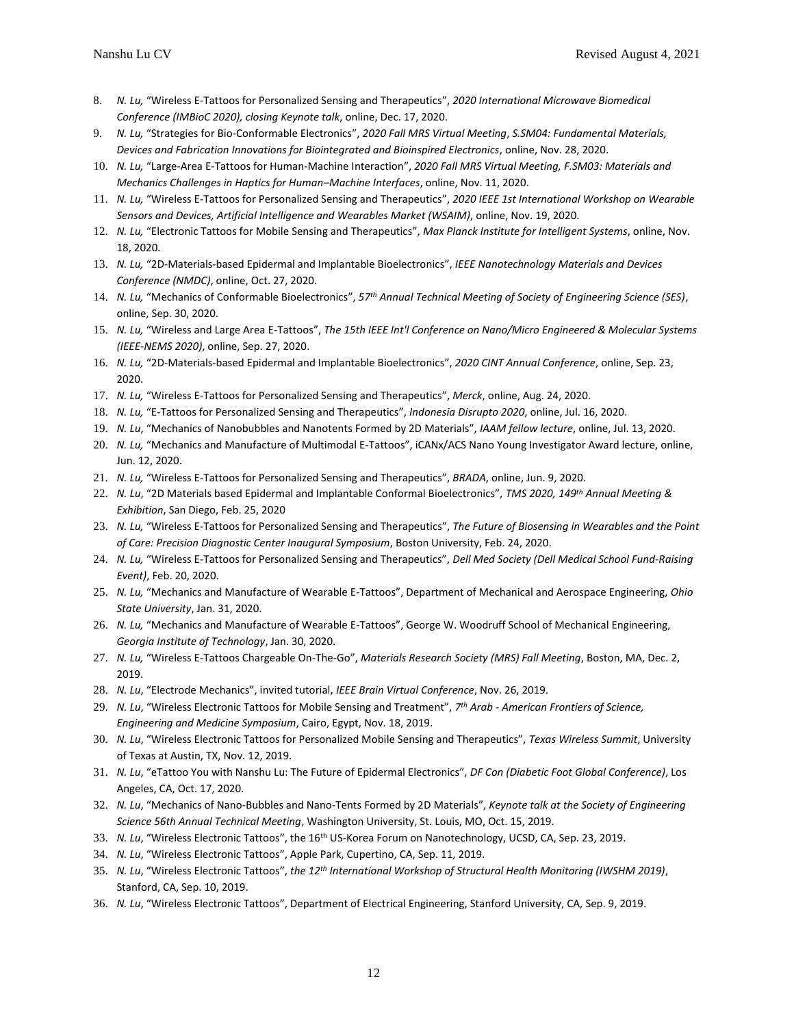8. *N. Lu,* "Wireless E-Tattoos for Personalized Sensing and Therapeutics", *2020 International Microwave Biomedical Conference (IMBioC 2020), closing Keynote talk*, online, Dec. 17, 2020.
9. *N. Lu,* "Strategies for Bio-Conformable Electronics", *2020 Fall MRS Virtual Meeting*, *S.SM04: Fundamental Materials, Devices and Fabrication Innovations for Biointegrated and Bioinspired Electronics*, online, Nov. 28, 2020.
10. *N. Lu,* "Large-Area E-Tattoos for Human-Machine Interaction", *2020 Fall MRS Virtual Meeting, F.SM03: Materials and Mechanics Challenges in Haptics for Human–Machine Interfaces*, online, Nov. 11, 2020.
11. *N. Lu,* "Wireless E-Tattoos for Personalized Sensing and Therapeutics", *2020 IEEE 1st International Workshop on Wearable Sensors and Devices, Artificial Intelligence and Wearables Market (WSAIM)*, online, Nov. 19, 2020.
12. *N. Lu,* "Electronic Tattoos for Mobile Sensing and Therapeutics", *Max Planck Institute for Intelligent Systems*, online, Nov. 18, 2020.
13. *N. Lu,* "2D-Materials-based Epidermal and Implantable Bioelectronics", *IEEE Nanotechnology Materials and Devices Conference (NMDC)*, online, Oct. 27, 2020.
14. *N. Lu,* "Mechanics of Conformable Bioelectronics", *57th Annual Technical Meeting of Society of Engineering Science (SES)*, online, Sep. 30, 2020.
15. *N. Lu,* "Wireless and Large Area E-Tattoos", *The 15th IEEE Int'l Conference on Nano/Micro Engineered & Molecular Systems (IEEE-NEMS 2020)*, online, Sep. 27, 2020.
16. *N. Lu,* "2D-Materials-based Epidermal and Implantable Bioelectronics", *2020 CINT Annual Conference*, online, Sep. 23, 2020.
17. *N. Lu,* "Wireless E-Tattoos for Personalized Sensing and Therapeutics", *Merck*, online, Aug. 24, 2020.
18. *N. Lu,* "E-Tattoos for Personalized Sensing and Therapeutics", *Indonesia Disrupto 2020*, online, Jul. 16, 2020.
19. *N. Lu*, "Mechanics of Nanobubbles and Nanotents Formed by 2D Materials", *IAAM fellow lecture*, online, Jul. 13, 2020.
20. *N. Lu,* "Mechanics and Manufacture of Multimodal E-Tattoos", iCANx/ACS Nano Young Investigator Award lecture, online, Jun. 12, 2020.
21. *N. Lu,* "Wireless E-Tattoos for Personalized Sensing and Therapeutics", *BRADA*, online, Jun. 9, 2020.
22. *N. Lu*, "2D Materials based Epidermal and Implantable Conformal Bioelectronics", *TMS 2020, 149th Annual Meeting & Exhibition*, San Diego, Feb. 25, 2020
23. *N. Lu,* "Wireless E-Tattoos for Personalized Sensing and Therapeutics", *The Future of Biosensing in Wearables and the Point of Care: Precision Diagnostic Center Inaugural Symposium*, Boston University, Feb. 24, 2020.
24. *N. Lu,* "Wireless E-Tattoos for Personalized Sensing and Therapeutics", *Dell Med Society (Dell Medical School Fund-Raising Event)*, Feb. 20, 2020.
25. *N. Lu,* "Mechanics and Manufacture of Wearable E-Tattoos", Department of Mechanical and Aerospace Engineering, *Ohio State University*, Jan. 31, 2020.
26. *N. Lu,* "Mechanics and Manufacture of Wearable E-Tattoos", George W. Woodruff School of Mechanical Engineering, *Georgia Institute of Technology*, Jan. 30, 2020.
27. *N. Lu,* "Wireless E-Tattoos Chargeable On-The-Go", *Materials Research Society (MRS) Fall Meeting*, Boston, MA, Dec. 2, 2019.
28. *N. Lu*, "Electrode Mechanics", invited tutorial, *IEEE Brain Virtual Conference*, Nov. 26, 2019.
29. *N. Lu*, "Wireless Electronic Tattoos for Mobile Sensing and Treatment", *7th Arab - American Frontiers of Science, Engineering and Medicine Symposium*, Cairo, Egypt, Nov. 18, 2019.
30. *N. Lu*, "Wireless Electronic Tattoos for Personalized Mobile Sensing and Therapeutics", *Texas Wireless Summit*, University of Texas at Austin, TX, Nov. 12, 2019.
31. *N. Lu*, "eTattoo You with Nanshu Lu: The Future of Epidermal Electronics", *DF Con (Diabetic Foot Global Conference)*, Los Angeles, CA, Oct. 17, 2020.
32. *N. Lu*, "Mechanics of Nano-Bubbles and Nano-Tents Formed by 2D Materials", *Keynote talk at the Society of Engineering Science 56th Annual Technical Meeting*, Washington University, St. Louis, MO, Oct. 15, 2019.
33. *N. Lu*, "Wireless Electronic Tattoos", the 16th US-Korea Forum on Nanotechnology, UCSD, CA, Sep. 23, 2019.
34. *N. Lu*, "Wireless Electronic Tattoos", Apple Park, Cupertino, CA, Sep. 11, 2019.
35. *N. Lu*, "Wireless Electronic Tattoos", *the 12th International Workshop of Structural Health Monitoring (IWSHM 2019)*, Stanford, CA, Sep. 10, 2019.
36. *N. Lu*, "Wireless Electronic Tattoos", Department of Electrical Engineering, Stanford University, CA, Sep. 9, 2019.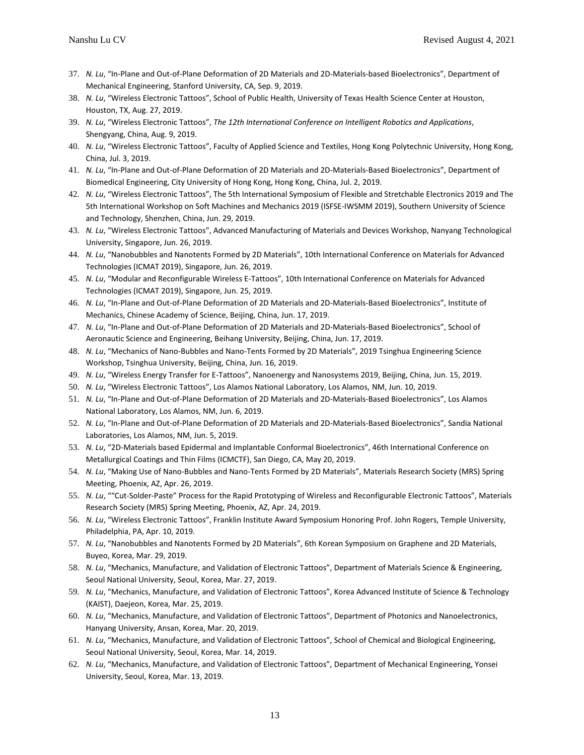37. *N. Lu*, "In-Plane and Out-of-Plane Deformation of 2D Materials and 2D-Materials-based Bioelectronics", Department of Mechanical Engineering, Stanford University, CA, Sep. 9, 2019.
38. *N. Lu*, "Wireless Electronic Tattoos", School of Public Health, University of Texas Health Science Center at Houston, Houston, TX, Aug. 27, 2019.
39. *N. Lu*, "Wireless Electronic Tattoos", *The 12th International Conference on Intelligent Robotics and Applications*, Shengyang, China, Aug. 9, 2019.
40. *N. Lu*, "Wireless Electronic Tattoos", Faculty of Applied Science and Textiles, Hong Kong Polytechnic University, Hong Kong, China, Jul. 3, 2019.
41. *N. Lu*, "In-Plane and Out-of-Plane Deformation of 2D Materials and 2D-Materials-Based Bioelectronics", Department of Biomedical Engineering, City University of Hong Kong, Hong Kong, China, Jul. 2, 2019.
42. *N. Lu*, "Wireless Electronic Tattoos", The 5th International Symposium of Flexible and Stretchable Electronics 2019 and The 5th International Workshop on Soft Machines and Mechanics 2019 (ISFSE-IWSMM 2019), Southern University of Science and Technology, Shenzhen, China, Jun. 29, 2019.
43. *N. Lu*, "Wireless Electronic Tattoos", Advanced Manufacturing of Materials and Devices Workshop, Nanyang Technological University, Singapore, Jun. 26, 2019.
44. *N. Lu*, "Nanobubbles and Nanotents Formed by 2D Materials", 10th International Conference on Materials for Advanced Technologies (ICMAT 2019), Singapore, Jun. 26, 2019.
45. *N. Lu*, "Modular and Reconfigurable Wireless E-Tattoos", 10th International Conference on Materials for Advanced Technologies (ICMAT 2019), Singapore, Jun. 25, 2019.
46. *N. Lu*, "In-Plane and Out-of-Plane Deformation of 2D Materials and 2D-Materials-Based Bioelectronics", Institute of Mechanics, Chinese Academy of Science, Beijing, China, Jun. 17, 2019.
47. *N. Lu*, "In-Plane and Out-of-Plane Deformation of 2D Materials and 2D-Materials-Based Bioelectronics", School of Aeronautic Science and Engineering, Beihang University, Beijing, China, Jun. 17, 2019.
48. *N. Lu*, "Mechanics of Nano-Bubbles and Nano-Tents Formed by 2D Materials", 2019 Tsinghua Engineering Science Workshop, Tsinghua University, Beijing, China, Jun. 16, 2019.
49. *N. Lu*, "Wireless Energy Transfer for E-Tattoos", Nanoenergy and Nanosystems 2019, Beijing, China, Jun. 15, 2019.
50. *N. Lu*, "Wireless Electronic Tattoos", Los Alamos National Laboratory, Los Alamos, NM, Jun. 10, 2019.
51. *N. Lu*, "In-Plane and Out-of-Plane Deformation of 2D Materials and 2D-Materials-Based Bioelectronics", Los Alamos National Laboratory, Los Alamos, NM, Jun. 6, 2019.
52. *N. Lu*, "In-Plane and Out-of-Plane Deformation of 2D Materials and 2D-Materials-Based Bioelectronics", Sandia National Laboratories, Los Alamos, NM, Jun. 5, 2019.
53. *N. Lu*, "2D-Materials based Epidermal and Implantable Conformal Bioelectronics", 46th International Conference on Metallurgical Coatings and Thin Films (ICMCTF), San Diego, CA, May 20, 2019.
54. *N. Lu*, "Making Use of Nano-Bubbles and Nano-Tents Formed by 2D Materials", Materials Research Society (MRS) Spring Meeting, Phoenix, AZ, Apr. 26, 2019.
55. *N. Lu*, ""Cut-Solder-Paste" Process for the Rapid Prototyping of Wireless and Reconfigurable Electronic Tattoos", Materials Research Society (MRS) Spring Meeting, Phoenix, AZ, Apr. 24, 2019.
56. *N. Lu*, "Wireless Electronic Tattoos", Franklin Institute Award Symposium Honoring Prof. John Rogers, Temple University, Philadelphia, PA, Apr. 10, 2019.
57. *N. Lu*, "Nanobubbles and Nanotents Formed by 2D Materials", 6th Korean Symposium on Graphene and 2D Materials, Buyeo, Korea, Mar. 29, 2019.
58. *N. Lu*, "Mechanics, Manufacture, and Validation of Electronic Tattoos", Department of Materials Science & Engineering, Seoul National University, Seoul, Korea, Mar. 27, 2019.
59. *N. Lu*, "Mechanics, Manufacture, and Validation of Electronic Tattoos", Korea Advanced Institute of Science & Technology (KAIST), Daejeon, Korea, Mar. 25, 2019.
60. *N. Lu*, "Mechanics, Manufacture, and Validation of Electronic Tattoos", Department of Photonics and Nanoelectronics, Hanyang University, Ansan, Korea, Mar. 20, 2019.
61. *N. Lu*, "Mechanics, Manufacture, and Validation of Electronic Tattoos", School of Chemical and Biological Engineering, Seoul National University, Seoul, Korea, Mar. 14, 2019.
62. *N. Lu*, "Mechanics, Manufacture, and Validation of Electronic Tattoos", Department of Mechanical Engineering, Yonsei University, Seoul, Korea, Mar. 13, 2019.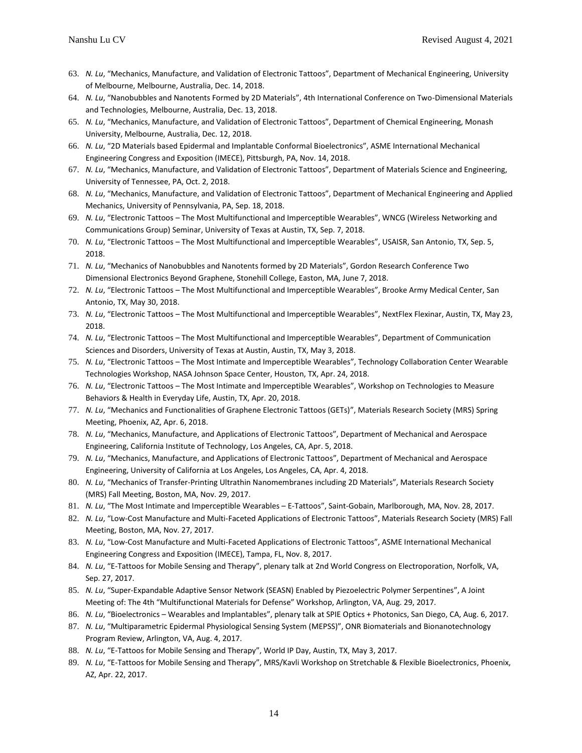63. *N. Lu*, "Mechanics, Manufacture, and Validation of Electronic Tattoos", Department of Mechanical Engineering, University of Melbourne, Melbourne, Australia, Dec. 14, 2018.
64. *N. Lu*, "Nanobubbles and Nanotents Formed by 2D Materials", 4th International Conference on Two-Dimensional Materials and Technologies, Melbourne, Australia, Dec. 13, 2018.
65. *N. Lu*, "Mechanics, Manufacture, and Validation of Electronic Tattoos", Department of Chemical Engineering, Monash University, Melbourne, Australia, Dec. 12, 2018.
66. *N. Lu*, "2D Materials based Epidermal and Implantable Conformal Bioelectronics", ASME International Mechanical Engineering Congress and Exposition (IMECE), Pittsburgh, PA, Nov. 14, 2018.
67. *N. Lu*, "Mechanics, Manufacture, and Validation of Electronic Tattoos", Department of Materials Science and Engineering, University of Tennessee, PA, Oct. 2, 2018.
68. *N. Lu*, "Mechanics, Manufacture, and Validation of Electronic Tattoos", Department of Mechanical Engineering and Applied Mechanics, University of Pennsylvania, PA, Sep. 18, 2018.
69. *N. Lu*, "Electronic Tattoos – The Most Multifunctional and Imperceptible Wearables", WNCG (Wireless Networking and Communications Group) Seminar, University of Texas at Austin, TX, Sep. 7, 2018.
70. *N. Lu*, "Electronic Tattoos – The Most Multifunctional and Imperceptible Wearables", USAISR, San Antonio, TX, Sep. 5, 2018.
71. *N. Lu*, "Mechanics of Nanobubbles and Nanotents formed by 2D Materials", Gordon Research Conference Two Dimensional Electronics Beyond Graphene, Stonehill College, Easton, MA, June 7, 2018.
72. *N. Lu*, "Electronic Tattoos – The Most Multifunctional and Imperceptible Wearables", Brooke Army Medical Center, San Antonio, TX, May 30, 2018.
73. *N. Lu*, "Electronic Tattoos – The Most Multifunctional and Imperceptible Wearables", NextFlex Flexinar, Austin, TX, May 23, 2018.
74. *N. Lu*, "Electronic Tattoos – The Most Multifunctional and Imperceptible Wearables", Department of Communication Sciences and Disorders, University of Texas at Austin, Austin, TX, May 3, 2018.
75. *N. Lu*, "Electronic Tattoos – The Most Intimate and Imperceptible Wearables", Technology Collaboration Center Wearable Technologies Workshop, NASA Johnson Space Center, Houston, TX, Apr. 24, 2018.
76. *N. Lu*, "Electronic Tattoos – The Most Intimate and Imperceptible Wearables", Workshop on Technologies to Measure Behaviors & Health in Everyday Life, Austin, TX, Apr. 20, 2018.
77. *N. Lu*, "Mechanics and Functionalities of Graphene Electronic Tattoos (GETs)", Materials Research Society (MRS) Spring Meeting, Phoenix, AZ, Apr. 6, 2018.
78. *N. Lu*, "Mechanics, Manufacture, and Applications of Electronic Tattoos", Department of Mechanical and Aerospace Engineering, California Institute of Technology, Los Angeles, CA, Apr. 5, 2018.
79. *N. Lu*, "Mechanics, Manufacture, and Applications of Electronic Tattoos", Department of Mechanical and Aerospace Engineering, University of California at Los Angeles, Los Angeles, CA, Apr. 4, 2018.
80. *N. Lu*, "Mechanics of Transfer-Printing Ultrathin Nanomembranes including 2D Materials", Materials Research Society (MRS) Fall Meeting, Boston, MA, Nov. 29, 2017.
81. *N. Lu*, "The Most Intimate and Imperceptible Wearables – E-Tattoos", Saint-Gobain, Marlborough, MA, Nov. 28, 2017.
82. *N. Lu*, "Low-Cost Manufacture and Multi-Faceted Applications of Electronic Tattoos", Materials Research Society (MRS) Fall Meeting, Boston, MA, Nov. 27, 2017.
83. *N. Lu*, "Low-Cost Manufacture and Multi-Faceted Applications of Electronic Tattoos", ASME International Mechanical Engineering Congress and Exposition (IMECE), Tampa, FL, Nov. 8, 2017.
84. *N. Lu*, "E-Tattoos for Mobile Sensing and Therapy", plenary talk at 2nd World Congress on Electroporation, Norfolk, VA, Sep. 27, 2017.
85. *N. Lu*, "Super-Expandable Adaptive Sensor Network (SEASN) Enabled by Piezoelectric Polymer Serpentines", A Joint Meeting of: The 4th "Multifunctional Materials for Defense" Workshop, Arlington, VA, Aug. 29, 2017.
86. *N. Lu*, "Bioelectronics – Wearables and Implantables", plenary talk at SPIE Optics + Photonics, San Diego, CA, Aug. 6, 2017.
87. *N. Lu*, "Multiparametric Epidermal Physiological Sensing System (MEPSS)", ONR Biomaterials and Bionanotechnology Program Review, Arlington, VA, Aug. 4, 2017.
88. *N. Lu*, "E-Tattoos for Mobile Sensing and Therapy", World IP Day, Austin, TX, May 3, 2017.
89. *N. Lu*, "E-Tattoos for Mobile Sensing and Therapy", MRS/Kavli Workshop on Stretchable & Flexible Bioelectronics, Phoenix, AZ, Apr. 22, 2017.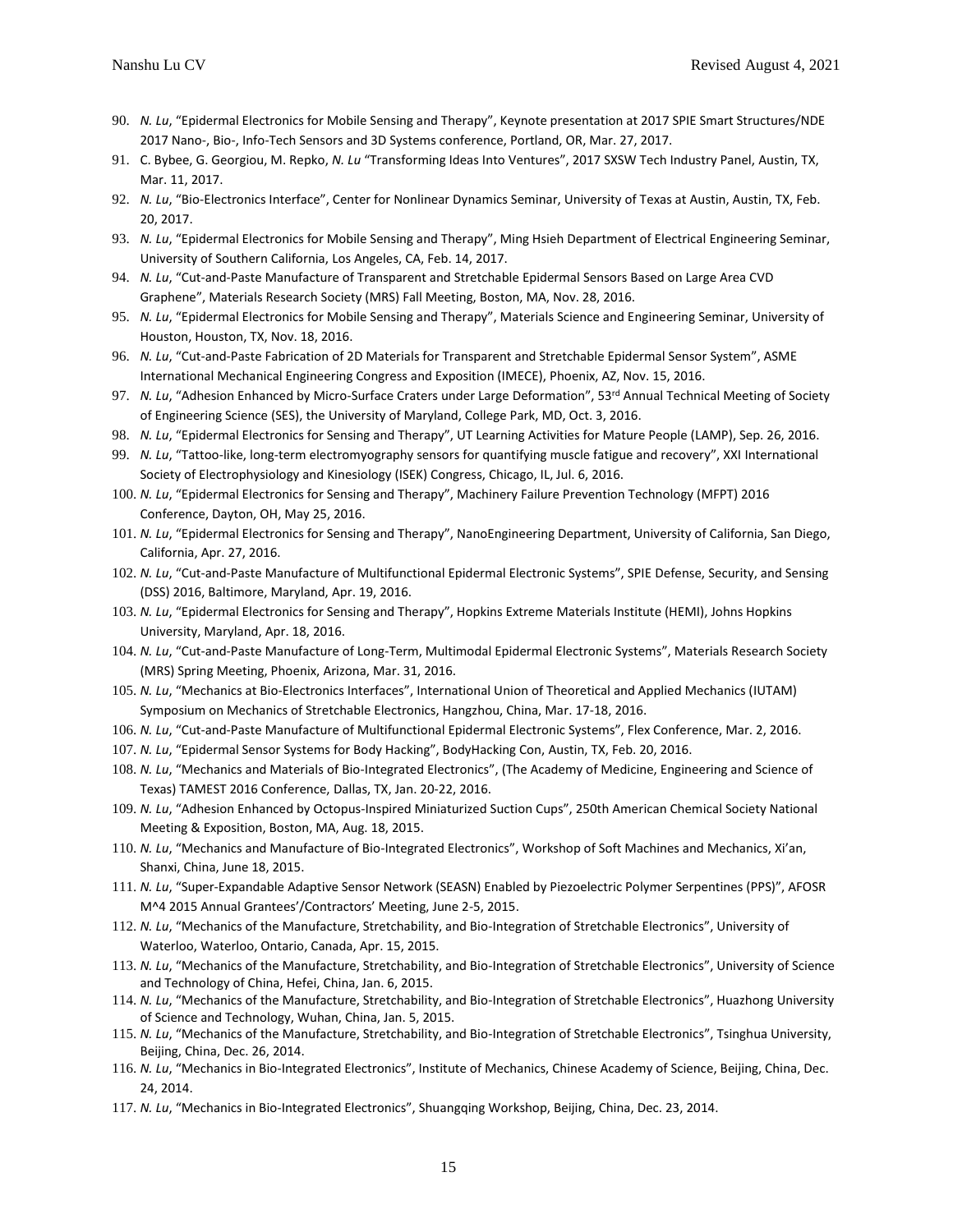90. *N. Lu*, "Epidermal Electronics for Mobile Sensing and Therapy", Keynote presentation at 2017 SPIE Smart Structures/NDE 2017 Nano-, Bio-, Info-Tech Sensors and 3D Systems conference, Portland, OR, Mar. 27, 2017.
91. C. Bybee, G. Georgiou, M. Repko, *N. Lu* "Transforming Ideas Into Ventures", 2017 SXSW Tech Industry Panel, Austin, TX, Mar. 11, 2017.
92. *N. Lu*, "Bio-Electronics Interface", Center for Nonlinear Dynamics Seminar, University of Texas at Austin, Austin, TX, Feb. 20, 2017.
93. *N. Lu*, "Epidermal Electronics for Mobile Sensing and Therapy", Ming Hsieh Department of Electrical Engineering Seminar, University of Southern California, Los Angeles, CA, Feb. 14, 2017.
94. *N. Lu*, "Cut-and-Paste Manufacture of Transparent and Stretchable Epidermal Sensors Based on Large Area CVD Graphene", Materials Research Society (MRS) Fall Meeting, Boston, MA, Nov. 28, 2016.
95. *N. Lu*, "Epidermal Electronics for Mobile Sensing and Therapy", Materials Science and Engineering Seminar, University of Houston, Houston, TX, Nov. 18, 2016.
96. *N. Lu*, "Cut-and-Paste Fabrication of 2D Materials for Transparent and Stretchable Epidermal Sensor System", ASME International Mechanical Engineering Congress and Exposition (IMECE), Phoenix, AZ, Nov. 15, 2016.
97. *N. Lu*, "Adhesion Enhanced by Micro-Surface Craters under Large Deformation", 53rd Annual Technical Meeting of Society of Engineering Science (SES), the University of Maryland, College Park, MD, Oct. 3, 2016.
98. *N. Lu*, "Epidermal Electronics for Sensing and Therapy", UT Learning Activities for Mature People (LAMP), Sep. 26, 2016.
99. *N. Lu*, "Tattoo-like, long-term electromyography sensors for quantifying muscle fatigue and recovery", XXI International Society of Electrophysiology and Kinesiology (ISEK) Congress, Chicago, IL, Jul. 6, 2016.
100. *N. Lu*, "Epidermal Electronics for Sensing and Therapy", Machinery Failure Prevention Technology (MFPT) 2016 Conference, Dayton, OH, May 25, 2016.
101. *N. Lu*, "Epidermal Electronics for Sensing and Therapy", NanoEngineering Department, University of California, San Diego, California, Apr. 27, 2016.
102. *N. Lu*, "Cut-and-Paste Manufacture of Multifunctional Epidermal Electronic Systems", SPIE Defense, Security, and Sensing (DSS) 2016, Baltimore, Maryland, Apr. 19, 2016.
103. *N. Lu*, "Epidermal Electronics for Sensing and Therapy", Hopkins Extreme Materials Institute (HEMI), Johns Hopkins University, Maryland, Apr. 18, 2016.
104. *N. Lu*, "Cut-and-Paste Manufacture of Long-Term, Multimodal Epidermal Electronic Systems", Materials Research Society (MRS) Spring Meeting, Phoenix, Arizona, Mar. 31, 2016.
105. *N. Lu*, "Mechanics at Bio-Electronics Interfaces", International Union of Theoretical and Applied Mechanics (IUTAM) Symposium on Mechanics of Stretchable Electronics, Hangzhou, China, Mar. 17-18, 2016.
106. *N. Lu*, "Cut-and-Paste Manufacture of Multifunctional Epidermal Electronic Systems", Flex Conference, Mar. 2, 2016.
107. *N. Lu*, "Epidermal Sensor Systems for Body Hacking", BodyHacking Con, Austin, TX, Feb. 20, 2016.
108. *N. Lu*, "Mechanics and Materials of Bio-Integrated Electronics", (The Academy of Medicine, Engineering and Science of Texas) TAMEST 2016 Conference, Dallas, TX, Jan. 20-22, 2016.
109. *N. Lu*, "Adhesion Enhanced by Octopus-Inspired Miniaturized Suction Cups", 250th American Chemical Society National Meeting & Exposition, Boston, MA, Aug. 18, 2015.
110. *N. Lu*, "Mechanics and Manufacture of Bio-Integrated Electronics", Workshop of Soft Machines and Mechanics, Xi'an, Shanxi, China, June 18, 2015.
111. *N. Lu*, "Super-Expandable Adaptive Sensor Network (SEASN) Enabled by Piezoelectric Polymer Serpentines (PPS)", AFOSR M^4 2015 Annual Grantees'/Contractors' Meeting, June 2-5, 2015.
112. *N. Lu*, "Mechanics of the Manufacture, Stretchability, and Bio-Integration of Stretchable Electronics", University of Waterloo, Waterloo, Ontario, Canada, Apr. 15, 2015.
113. *N. Lu*, "Mechanics of the Manufacture, Stretchability, and Bio-Integration of Stretchable Electronics", University of Science and Technology of China, Hefei, China, Jan. 6, 2015.
114. *N. Lu*, "Mechanics of the Manufacture, Stretchability, and Bio-Integration of Stretchable Electronics", Huazhong University of Science and Technology, Wuhan, China, Jan. 5, 2015.
115. *N. Lu*, "Mechanics of the Manufacture, Stretchability, and Bio-Integration of Stretchable Electronics", Tsinghua University, Beijing, China, Dec. 26, 2014.
116. *N. Lu*, "Mechanics in Bio-Integrated Electronics", Institute of Mechanics, Chinese Academy of Science, Beijing, China, Dec. 24, 2014.
117. *N. Lu*, "Mechanics in Bio-Integrated Electronics", Shuangqing Workshop, Beijing, China, Dec. 23, 2014.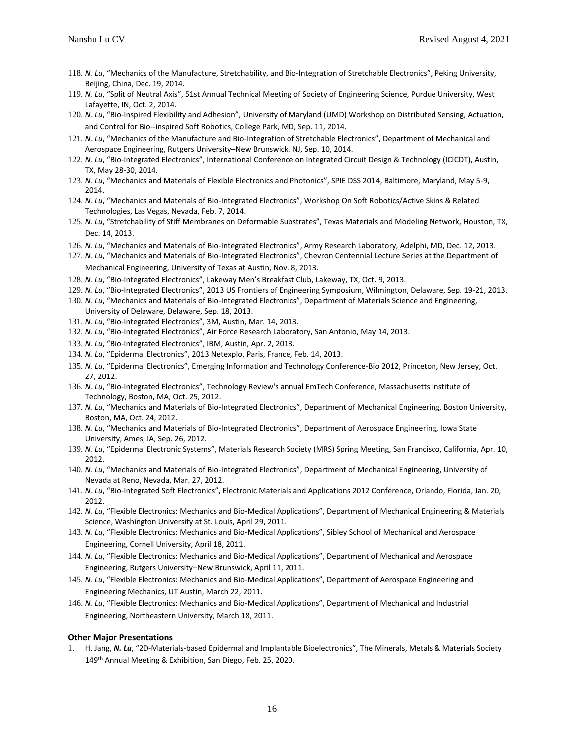118. *N. Lu*, "Mechanics of the Manufacture, Stretchability, and Bio-Integration of Stretchable Electronics", Peking University, Beijing, China, Dec. 19, 2014.
119. *N. Lu*, "Split of Neutral Axis", 51st Annual Technical Meeting of Society of Engineering Science, Purdue University, West Lafayette, IN, Oct. 2, 2014.
120. *N. Lu*, "Bio-Inspired Flexibility and Adhesion", University of Maryland (UMD) Workshop on Distributed Sensing, Actuation, and Control for Bio--inspired Soft Robotics, College Park, MD, Sep. 11, 2014.
121. *N. Lu*, "Mechanics of the Manufacture and Bio-Integration of Stretchable Electronics", Department of Mechanical and Aerospace Engineering, Rutgers University–New Brunswick, NJ, Sep. 10, 2014.
122. *N. Lu*, "Bio-Integrated Electronics", International Conference on Integrated Circuit Design & Technology (ICICDT), Austin, TX, May 28-30, 2014.
123. *N. Lu*, "Mechanics and Materials of Flexible Electronics and Photonics", SPIE DSS 2014, Baltimore, Maryland, May 5-9, 2014.
124. *N. Lu*, "Mechanics and Materials of Bio-Integrated Electronics", Workshop On Soft Robotics/Active Skins & Related Technologies, Las Vegas, Nevada, Feb. 7, 2014.
125. *N. Lu*, "Stretchability of Stiff Membranes on Deformable Substrates", Texas Materials and Modeling Network, Houston, TX, Dec. 14, 2013.
126. *N. Lu*, "Mechanics and Materials of Bio-Integrated Electronics", Army Research Laboratory, Adelphi, MD, Dec. 12, 2013.
127. *N. Lu*, "Mechanics and Materials of Bio-Integrated Electronics", Chevron Centennial Lecture Series at the Department of Mechanical Engineering, University of Texas at Austin, Nov. 8, 2013.
128. *N. Lu*, "Bio-Integrated Electronics", Lakeway Men's Breakfast Club, Lakeway, TX, Oct. 9, 2013.
129. *N. Lu*, "Bio-Integrated Electronics", 2013 US Frontiers of Engineering Symposium, Wilmington, Delaware, Sep. 19-21, 2013.
130. *N. Lu*, "Mechanics and Materials of Bio-Integrated Electronics", Department of Materials Science and Engineering, University of Delaware, Delaware, Sep. 18, 2013.
131. *N. Lu*, "Bio-Integrated Electronics", 3M, Austin, Mar. 14, 2013.
132. *N. Lu*, "Bio-Integrated Electronics", Air Force Research Laboratory, San Antonio, May 14, 2013.
133. *N. Lu*, "Bio-Integrated Electronics", IBM, Austin, Apr. 2, 2013.
134. *N. Lu*, "Epidermal Electronics", 2013 Netexplo, Paris, France, Feb. 14, 2013.
135. *N. Lu*, "Epidermal Electronics", Emerging Information and Technology Conference-Bio 2012, Princeton, New Jersey, Oct. 27, 2012.
136. *N. Lu*, "Bio-Integrated Electronics", Technology Review's annual EmTech Conference, Massachusetts Institute of Technology, Boston, MA, Oct. 25, 2012.
137. *N. Lu*, "Mechanics and Materials of Bio-Integrated Electronics", Department of Mechanical Engineering, Boston University, Boston, MA, Oct. 24, 2012.
138. *N. Lu*, "Mechanics and Materials of Bio-Integrated Electronics", Department of Aerospace Engineering, Iowa State University, Ames, IA, Sep. 26, 2012.
139. *N. Lu*, "Epidermal Electronic Systems", Materials Research Society (MRS) Spring Meeting, San Francisco, California, Apr. 10, 2012.
140. *N. Lu*, "Mechanics and Materials of Bio-Integrated Electronics", Department of Mechanical Engineering, University of Nevada at Reno, Nevada, Mar. 27, 2012.
141. *N. Lu*, "Bio-Integrated Soft Electronics", Electronic Materials and Applications 2012 Conference, Orlando, Florida, Jan. 20, 2012.
142. *N. Lu*, "Flexible Electronics: Mechanics and Bio-Medical Applications", Department of Mechanical Engineering & Materials Science, Washington University at St. Louis, April 29, 2011.
143. *N. Lu*, "Flexible Electronics: Mechanics and Bio-Medical Applications", Sibley School of Mechanical and Aerospace Engineering, Cornell University, April 18, 2011.
144. *N. Lu*, "Flexible Electronics: Mechanics and Bio-Medical Applications", Department of Mechanical and Aerospace Engineering, Rutgers University–New Brunswick, April 11, 2011.
145. *N. Lu*, "Flexible Electronics: Mechanics and Bio-Medical Applications", Department of Aerospace Engineering and Engineering Mechanics, UT Austin, March 22, 2011.
146. *N. Lu*, "Flexible Electronics: Mechanics and Bio-Medical Applications", Department of Mechanical and Industrial Engineering, Northeastern University, March 18, 2011.

### Other Major Presentations

1. H. Jang, ***N. Lu***, "2D-Materials-based Epidermal and Implantable Bioelectronics", The Minerals, Metals & Materials Society 149th Annual Meeting & Exhibition, San Diego, Feb. 25, 2020.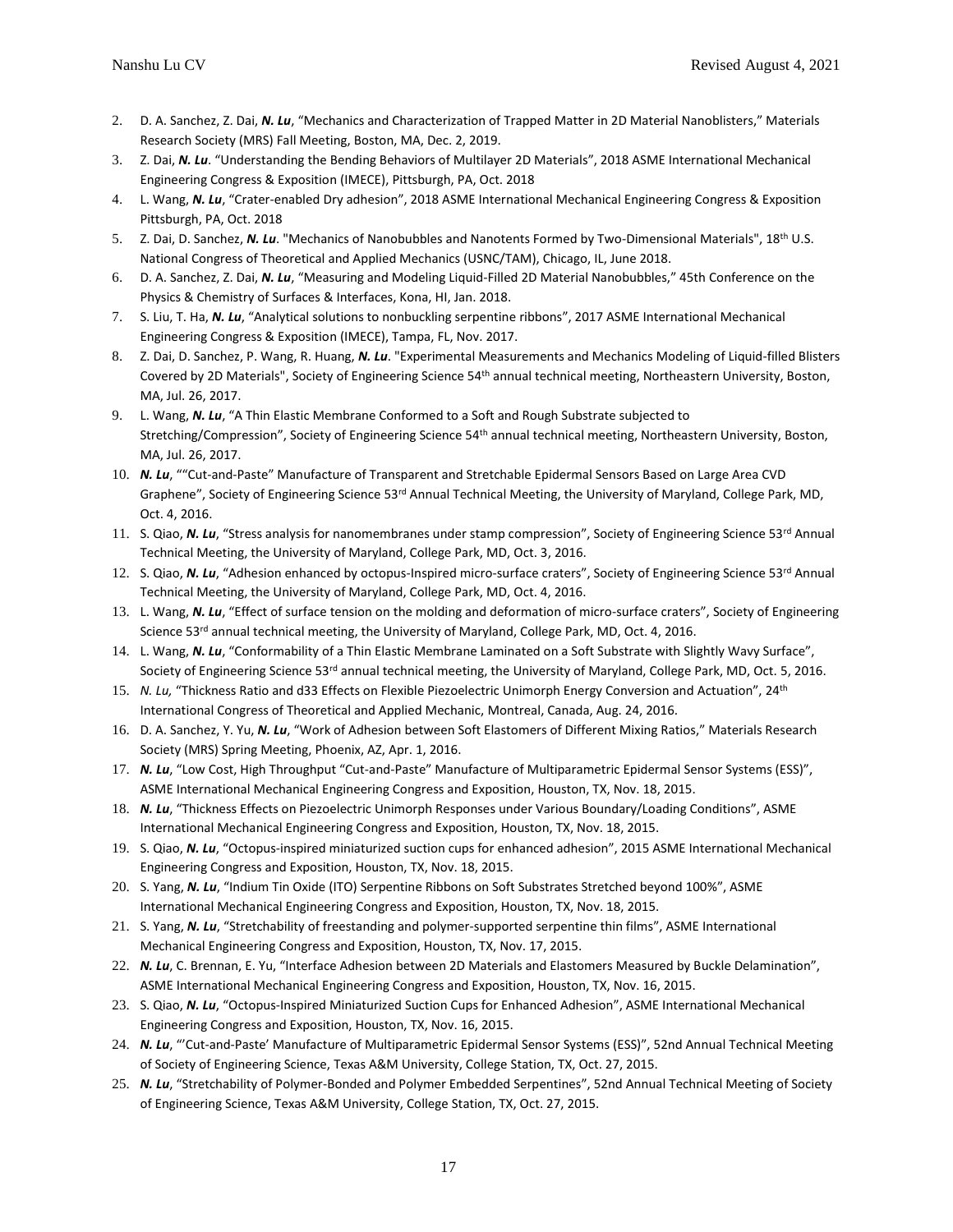2. D. A. Sanchez, Z. Dai, ***N. Lu***, "Mechanics and Characterization of Trapped Matter in 2D Material Nanoblisters," Materials Research Society (MRS) Fall Meeting, Boston, MA, Dec. 2, 2019.
3. Z. Dai, ***N. Lu***. "Understanding the Bending Behaviors of Multilayer 2D Materials", 2018 ASME International Mechanical Engineering Congress & Exposition (IMECE), Pittsburgh, PA, Oct. 2018
4. L. Wang, ***N. Lu***, "Crater-enabled Dry adhesion", 2018 ASME International Mechanical Engineering Congress & Exposition Pittsburgh, PA, Oct. 2018
5. Z. Dai, D. Sanchez, ***N. Lu***. "Mechanics of Nanobubbles and Nanotents Formed by Two-Dimensional Materials", 18th U.S. National Congress of Theoretical and Applied Mechanics (USNC/TAM), Chicago, IL, June 2018.
6. D. A. Sanchez, Z. Dai, ***N. Lu***, "Measuring and Modeling Liquid-Filled 2D Material Nanobubbles," 45th Conference on the Physics & Chemistry of Surfaces & Interfaces, Kona, HI, Jan. 2018.
7. S. Liu, T. Ha, ***N. Lu***, "Analytical solutions to nonbuckling serpentine ribbons", 2017 ASME International Mechanical Engineering Congress & Exposition (IMECE), Tampa, FL, Nov. 2017.
8. Z. Dai, D. Sanchez, P. Wang, R. Huang, ***N. Lu***. "Experimental Measurements and Mechanics Modeling of Liquid-filled Blisters Covered by 2D Materials", Society of Engineering Science 54th annual technical meeting, Northeastern University, Boston, MA, Jul. 26, 2017.
9. L. Wang, ***N. Lu***, "A Thin Elastic Membrane Conformed to a Soft and Rough Substrate subjected to Stretching/Compression", Society of Engineering Science 54th annual technical meeting, Northeastern University, Boston, MA, Jul. 26, 2017.
10. ***N. Lu***, ""Cut-and-Paste" Manufacture of Transparent and Stretchable Epidermal Sensors Based on Large Area CVD Graphene", Society of Engineering Science 53rd Annual Technical Meeting, the University of Maryland, College Park, MD, Oct. 4, 2016.
11. S. Qiao, ***N. Lu***, "Stress analysis for nanomembranes under stamp compression", Society of Engineering Science 53rd Annual Technical Meeting, the University of Maryland, College Park, MD, Oct. 3, 2016.
12. S. Qiao, ***N. Lu***, "Adhesion enhanced by octopus-Inspired micro-surface craters", Society of Engineering Science 53rd Annual Technical Meeting, the University of Maryland, College Park, MD, Oct. 4, 2016.
13. L. Wang, ***N. Lu***, "Effect of surface tension on the molding and deformation of micro-surface craters", Society of Engineering Science 53rd annual technical meeting, the University of Maryland, College Park, MD, Oct. 4, 2016.
14. L. Wang, ***N. Lu***, "Conformability of a Thin Elastic Membrane Laminated on a Soft Substrate with Slightly Wavy Surface", Society of Engineering Science 53rd annual technical meeting, the University of Maryland, College Park, MD, Oct. 5, 2016.
15. *N. Lu,* "Thickness Ratio and d33 Effects on Flexible Piezoelectric Unimorph Energy Conversion and Actuation", 24th International Congress of Theoretical and Applied Mechanic, Montreal, Canada, Aug. 24, 2016.
16. D. A. Sanchez, Y. Yu, ***N. Lu***, "Work of Adhesion between Soft Elastomers of Different Mixing Ratios," Materials Research Society (MRS) Spring Meeting, Phoenix, AZ, Apr. 1, 2016.
17. ***N. Lu***, "Low Cost, High Throughput "Cut-and-Paste" Manufacture of Multiparametric Epidermal Sensor Systems (ESS)", ASME International Mechanical Engineering Congress and Exposition, Houston, TX, Nov. 18, 2015.
18. ***N. Lu***, "Thickness Effects on Piezoelectric Unimorph Responses under Various Boundary/Loading Conditions", ASME International Mechanical Engineering Congress and Exposition, Houston, TX, Nov. 18, 2015.
19. S. Qiao, ***N. Lu***, "Octopus-inspired miniaturized suction cups for enhanced adhesion", 2015 ASME International Mechanical Engineering Congress and Exposition, Houston, TX, Nov. 18, 2015.
20. S. Yang, ***N. Lu***, "Indium Tin Oxide (ITO) Serpentine Ribbons on Soft Substrates Stretched beyond 100%", ASME International Mechanical Engineering Congress and Exposition, Houston, TX, Nov. 18, 2015.
21. S. Yang, ***N. Lu***, "Stretchability of freestanding and polymer-supported serpentine thin films", ASME International Mechanical Engineering Congress and Exposition, Houston, TX, Nov. 17, 2015.
22. ***N. Lu***, C. Brennan, E. Yu, "Interface Adhesion between 2D Materials and Elastomers Measured by Buckle Delamination", ASME International Mechanical Engineering Congress and Exposition, Houston, TX, Nov. 16, 2015.
23. S. Qiao, ***N. Lu***, "Octopus-Inspired Miniaturized Suction Cups for Enhanced Adhesion", ASME International Mechanical Engineering Congress and Exposition, Houston, TX, Nov. 16, 2015.
24. ***N. Lu***, "'Cut-and-Paste' Manufacture of Multiparametric Epidermal Sensor Systems (ESS)", 52nd Annual Technical Meeting of Society of Engineering Science, Texas A&M University, College Station, TX, Oct. 27, 2015.
25. ***N. Lu***, "Stretchability of Polymer-Bonded and Polymer Embedded Serpentines", 52nd Annual Technical Meeting of Society of Engineering Science, Texas A&M University, College Station, TX, Oct. 27, 2015.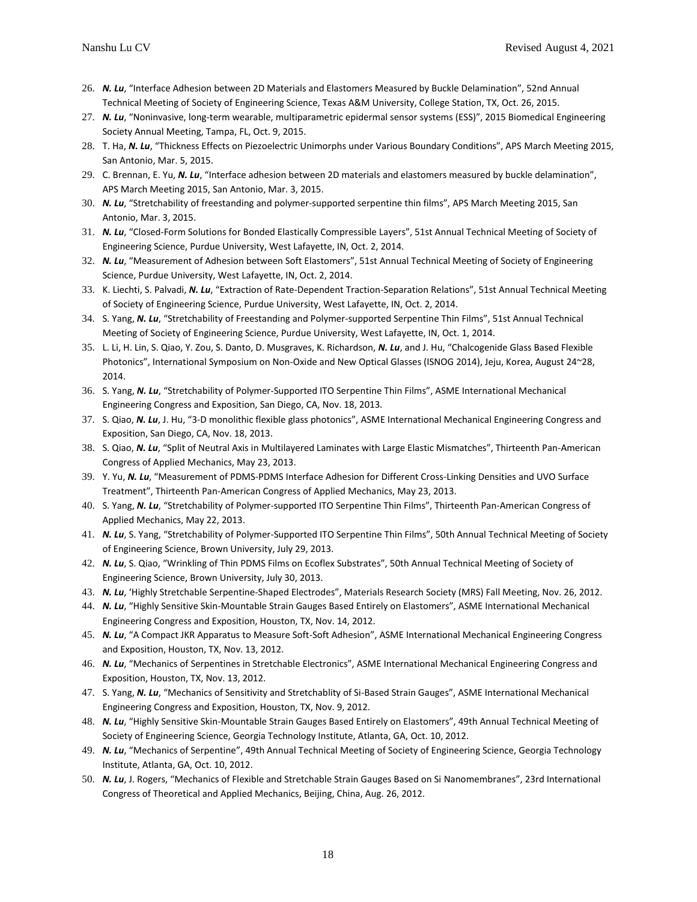26. ***N. Lu***, “Interface Adhesion between 2D Materials and Elastomers Measured by Buckle Delamination”, 52nd Annual Technical Meeting of Society of Engineering Science, Texas A&M University, College Station, TX, Oct. 26, 2015.
27. ***N. Lu***, “Noninvasive, long-term wearable, multiparametric epidermal sensor systems (ESS)”, 2015 Biomedical Engineering Society Annual Meeting, Tampa, FL, Oct. 9, 2015.
28. T. Ha, ***N. Lu***, “Thickness Effects on Piezoelectric Unimorphs under Various Boundary Conditions”, APS March Meeting 2015, San Antonio, Mar. 5, 2015.
29. C. Brennan, E. Yu, ***N. Lu***, “Interface adhesion between 2D materials and elastomers measured by buckle delamination”, APS March Meeting 2015, San Antonio, Mar. 3, 2015.
30. ***N. Lu***, “Stretchability of freestanding and polymer-supported serpentine thin films”, APS March Meeting 2015, San Antonio, Mar. 3, 2015.
31. ***N. Lu***, “Closed-Form Solutions for Bonded Elastically Compressible Layers”, 51st Annual Technical Meeting of Society of Engineering Science, Purdue University, West Lafayette, IN, Oct. 2, 2014.
32. ***N. Lu***, “Measurement of Adhesion between Soft Elastomers”, 51st Annual Technical Meeting of Society of Engineering Science, Purdue University, West Lafayette, IN, Oct. 2, 2014.
33. K. Liechti, S. Palvadi, ***N. Lu***, “Extraction of Rate-Dependent Traction-Separation Relations”, 51st Annual Technical Meeting of Society of Engineering Science, Purdue University, West Lafayette, IN, Oct. 2, 2014.
34. S. Yang, ***N. Lu***, “Stretchability of Freestanding and Polymer-supported Serpentine Thin Films”, 51st Annual Technical Meeting of Society of Engineering Science, Purdue University, West Lafayette, IN, Oct. 1, 2014.
35. L. Li, H. Lin, S. Qiao, Y. Zou, S. Danto, D. Musgraves, K. Richardson, ***N. Lu***, and J. Hu, “Chalcogenide Glass Based Flexible Photonics”, International Symposium on Non-Oxide and New Optical Glasses (ISNOG 2014), Jeju, Korea, August 24~28, 2014.
36. S. Yang, ***N. Lu***, “Stretchability of Polymer-Supported ITO Serpentine Thin Films”, ASME International Mechanical Engineering Congress and Exposition, San Diego, CA, Nov. 18, 2013.
37. S. Qiao, ***N. Lu***, J. Hu, “3-D monolithic flexible glass photonics”, ASME International Mechanical Engineering Congress and Exposition, San Diego, CA, Nov. 18, 2013.
38. S. Qiao, ***N. Lu***, “Split of Neutral Axis in Multilayered Laminates with Large Elastic Mismatches”, Thirteenth Pan-American Congress of Applied Mechanics, May 23, 2013.
39. Y. Yu, ***N. Lu***, “Measurement of PDMS-PDMS Interface Adhesion for Different Cross-Linking Densities and UVO Surface Treatment”, Thirteenth Pan-American Congress of Applied Mechanics, May 23, 2013.
40. S. Yang, ***N. Lu***, “Stretchability of Polymer-supported ITO Serpentine Thin Films”, Thirteenth Pan-American Congress of Applied Mechanics, May 22, 2013.
41. ***N. Lu***, S. Yang, “Stretchability of Polymer-Supported ITO Serpentine Thin Films”, 50th Annual Technical Meeting of Society of Engineering Science, Brown University, July 29, 2013.
42. ***N. Lu***, S. Qiao, “Wrinkling of Thin PDMS Films on Ecoflex Substrates”, 50th Annual Technical Meeting of Society of Engineering Science, Brown University, July 30, 2013.
43. ***N. Lu***, ‘Highly Stretchable Serpentine-Shaped Electrodes”, Materials Research Society (MRS) Fall Meeting, Nov. 26, 2012.
44. ***N. Lu***, “Highly Sensitive Skin-Mountable Strain Gauges Based Entirely on Elastomers”, ASME International Mechanical Engineering Congress and Exposition, Houston, TX, Nov. 14, 2012.
45. ***N. Lu***, “A Compact JKR Apparatus to Measure Soft-Soft Adhesion”, ASME International Mechanical Engineering Congress and Exposition, Houston, TX, Nov. 13, 2012.
46. ***N. Lu***, “Mechanics of Serpentines in Stretchable Electronics”, ASME International Mechanical Engineering Congress and Exposition, Houston, TX, Nov. 13, 2012.
47. S. Yang, ***N. Lu***, “Mechanics of Sensitivity and Stretchablity of Si-Based Strain Gauges”, ASME International Mechanical Engineering Congress and Exposition, Houston, TX, Nov. 9, 2012.
48. ***N. Lu***, “Highly Sensitive Skin-Mountable Strain Gauges Based Entirely on Elastomers”, 49th Annual Technical Meeting of Society of Engineering Science, Georgia Technology Institute, Atlanta, GA, Oct. 10, 2012.
49. ***N. Lu***, “Mechanics of Serpentine”, 49th Annual Technical Meeting of Society of Engineering Science, Georgia Technology Institute, Atlanta, GA, Oct. 10, 2012.
50. ***N. Lu***, J. Rogers, “Mechanics of Flexible and Stretchable Strain Gauges Based on Si Nanomembranes”, 23rd International Congress of Theoretical and Applied Mechanics, Beijing, China, Aug. 26, 2012.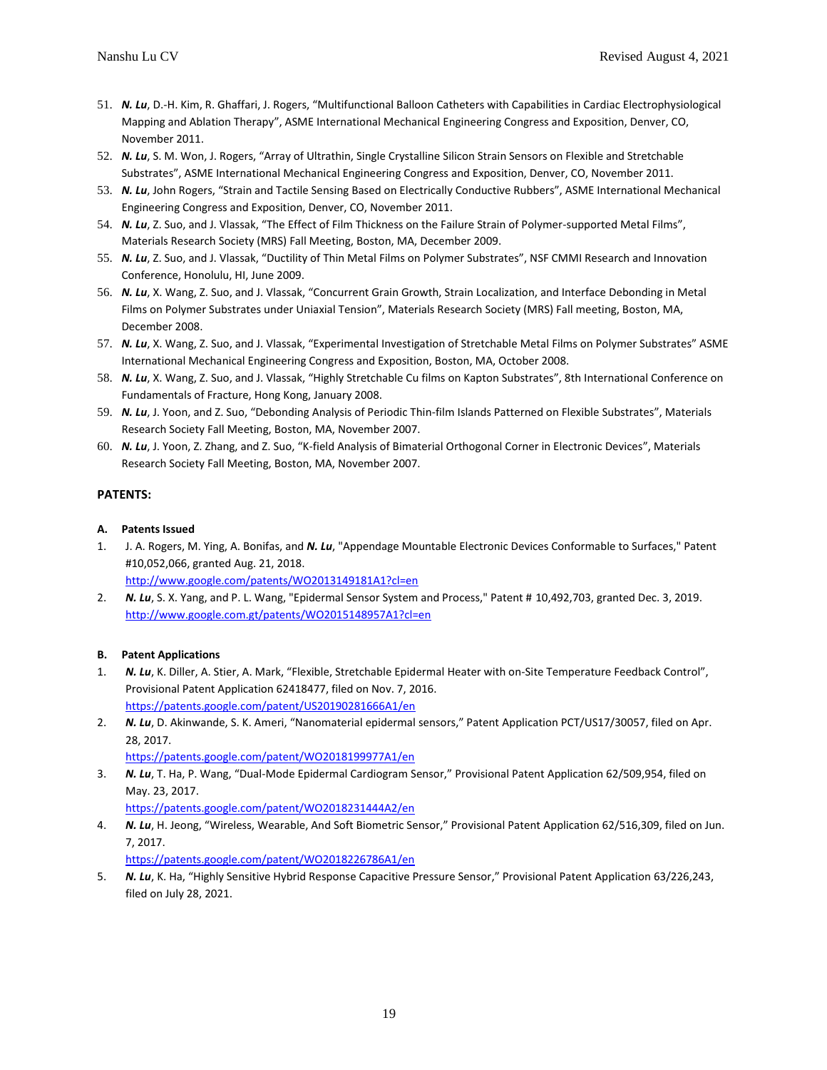51. ***N. Lu***, D.-H. Kim, R. Ghaffari, J. Rogers, "Multifunctional Balloon Catheters with Capabilities in Cardiac Electrophysiological Mapping and Ablation Therapy", ASME International Mechanical Engineering Congress and Exposition, Denver, CO, November 2011.
52. ***N. Lu***, S. M. Won, J. Rogers, "Array of Ultrathin, Single Crystalline Silicon Strain Sensors on Flexible and Stretchable Substrates", ASME International Mechanical Engineering Congress and Exposition, Denver, CO, November 2011.
53. ***N. Lu***, John Rogers, "Strain and Tactile Sensing Based on Electrically Conductive Rubbers", ASME International Mechanical Engineering Congress and Exposition, Denver, CO, November 2011.
54. ***N. Lu***, Z. Suo, and J. Vlassak, "The Effect of Film Thickness on the Failure Strain of Polymer-supported Metal Films", Materials Research Society (MRS) Fall Meeting, Boston, MA, December 2009.
55. ***N. Lu***, Z. Suo, and J. Vlassak, "Ductility of Thin Metal Films on Polymer Substrates", NSF CMMI Research and Innovation Conference, Honolulu, HI, June 2009.
56. ***N. Lu***, X. Wang, Z. Suo, and J. Vlassak, "Concurrent Grain Growth, Strain Localization, and Interface Debonding in Metal Films on Polymer Substrates under Uniaxial Tension", Materials Research Society (MRS) Fall meeting, Boston, MA, December 2008.
57. ***N. Lu***, X. Wang, Z. Suo, and J. Vlassak, "Experimental Investigation of Stretchable Metal Films on Polymer Substrates" ASME International Mechanical Engineering Congress and Exposition, Boston, MA, October 2008.
58. ***N. Lu***, X. Wang, Z. Suo, and J. Vlassak, "Highly Stretchable Cu films on Kapton Substrates", 8th International Conference on Fundamentals of Fracture, Hong Kong, January 2008.
59. ***N. Lu***, J. Yoon, and Z. Suo, "Debonding Analysis of Periodic Thin-film Islands Patterned on Flexible Substrates", Materials Research Society Fall Meeting, Boston, MA, November 2007.
60. ***N. Lu***, J. Yoon, Z. Zhang, and Z. Suo, "K-field Analysis of Bimaterial Orthogonal Corner in Electronic Devices", Materials Research Society Fall Meeting, Boston, MA, November 2007.

## PATENTS:

### A. Patents Issued

1. J. A. Rogers, M. Ying, A. Bonifas, and ***N. Lu***, "Appendage Mountable Electronic Devices Conformable to Surfaces," Patent #10,052,066, granted Aug. 21, 2018.
   http://www.google.com/patents/WO2013149181A1?cl=en
2. ***N. Lu***, S. X. Yang, and P. L. Wang, "Epidermal Sensor System and Process," Patent # 10,492,703, granted Dec. 3, 2019.
   http://www.google.com.gt/patents/WO2015148957A1?cl=en

### B. Patent Applications

1. ***N. Lu***, K. Diller, A. Stier, A. Mark, "Flexible, Stretchable Epidermal Heater with on-Site Temperature Feedback Control", Provisional Patent Application 62418477, filed on Nov. 7, 2016.
   https://patents.google.com/patent/US20190281666A1/en
2. ***N. Lu***, D. Akinwande, S. K. Ameri, "Nanomaterial epidermal sensors," Patent Application PCT/US17/30057, filed on Apr. 28, 2017.
   https://patents.google.com/patent/WO2018199977A1/en
3. ***N. Lu***, T. Ha, P. Wang, "Dual-Mode Epidermal Cardiogram Sensor," Provisional Patent Application 62/509,954, filed on May. 23, 2017.
   https://patents.google.com/patent/WO2018231444A2/en
4. ***N. Lu***, H. Jeong, "Wireless, Wearable, And Soft Biometric Sensor," Provisional Patent Application 62/516,309, filed on Jun. 7, 2017.
   https://patents.google.com/patent/WO2018226786A1/en
5. ***N. Lu***, K. Ha, "Highly Sensitive Hybrid Response Capacitive Pressure Sensor," Provisional Patent Application 63/226,243, filed on July 28, 2021.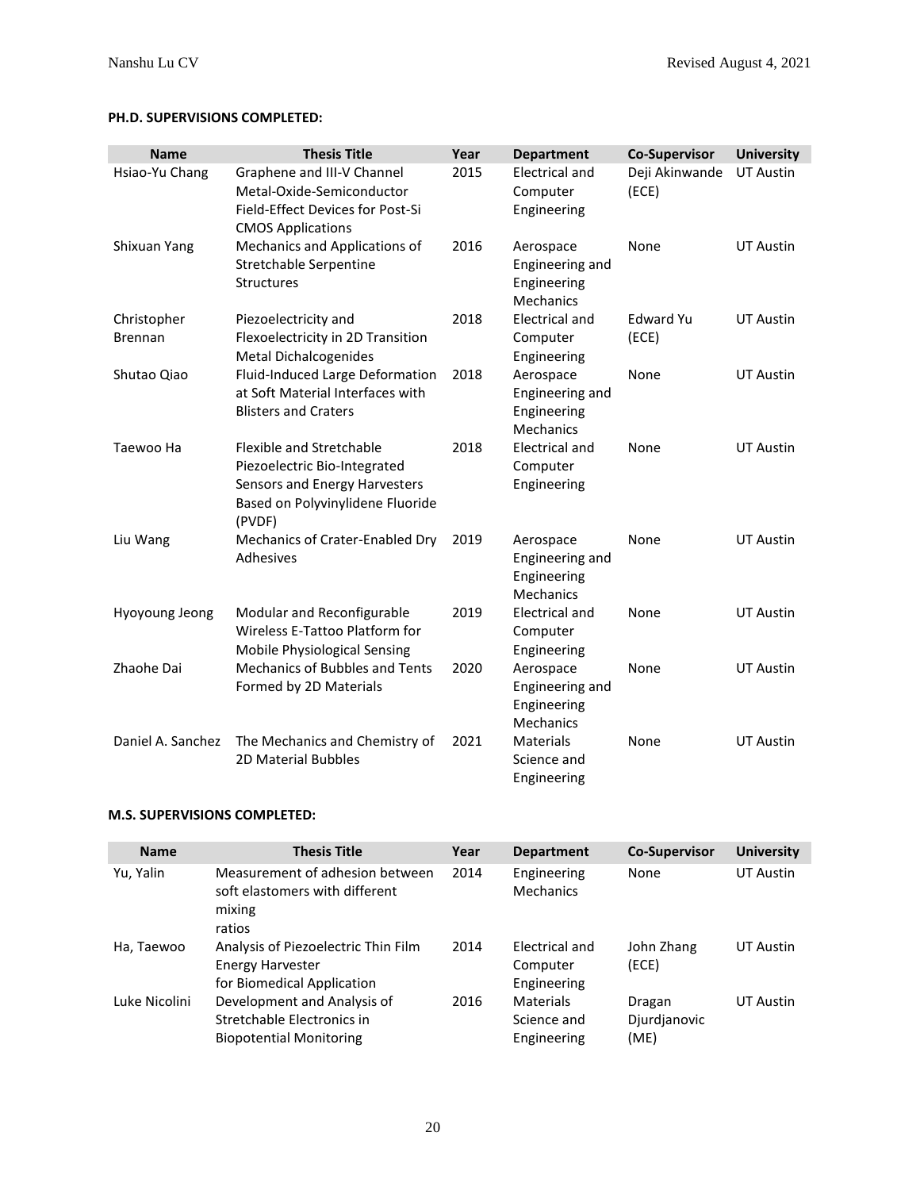**PH.D. SUPERVISIONS COMPLETED:**

| Name | Thesis Title | Year | Department | Co-Supervisor | University |
|---|---|---|---|---|---|
| Hsiao-Yu Chang | Graphene and III-V Channel Metal-Oxide-Semiconductor Field-Effect Devices for Post-Si CMOS Applications | 2015 | Electrical and Computer Engineering | Deji Akinwande (ECE) | UT Austin |
| Shixuan Yang | Mechanics and Applications of Stretchable Serpentine Structures | 2016 | Aerospace Engineering and Engineering Mechanics | None | UT Austin |
| Christopher Brennan | Piezoelectricity and Flexoelectricity in 2D Transition Metal Dichalcogenides | 2018 | Electrical and Computer Engineering | Edward Yu (ECE) | UT Austin |
| Shutao Qiao | Fluid-Induced Large Deformation at Soft Material Interfaces with Blisters and Craters | 2018 | Aerospace Engineering and Engineering Mechanics | None | UT Austin |
| Taewoo Ha | Flexible and Stretchable Piezoelectric Bio-Integrated Sensors and Energy Harvesters Based on Polyvinylidene Fluoride (PVDF) | 2018 | Electrical and Computer Engineering | None | UT Austin |
| Liu Wang | Mechanics of Crater-Enabled Dry Adhesives | 2019 | Aerospace Engineering and Engineering Mechanics | None | UT Austin |
| Hyoyoung Jeong | Modular and Reconfigurable Wireless E-Tattoo Platform for Mobile Physiological Sensing | 2019 | Electrical and Computer Engineering | None | UT Austin |
| Zhaohe Dai | Mechanics of Bubbles and Tents Formed by 2D Materials | 2020 | Aerospace Engineering and Engineering Mechanics | None | UT Austin |
| Daniel A. Sanchez | The Mechanics and Chemistry of 2D Material Bubbles | 2021 | Materials Science and Engineering | None | UT Austin |

**M.S. SUPERVISIONS COMPLETED:**

| Name | Thesis Title | Year | Department | Co-Supervisor | University |
|---|---|---|---|---|---|
| Yu, Yalin | Measurement of adhesion between soft elastomers with different mixing ratios | 2014 | Engineering Mechanics | None | UT Austin |
| Ha, Taewoo | Analysis of Piezoelectric Thin Film Energy Harvester for Biomedical Application | 2014 | Electrical and Computer Engineering | John Zhang (ECE) | UT Austin |
| Luke Nicolini | Development and Analysis of Stretchable Electronics in Biopotential Monitoring | 2016 | Materials Science and Engineering | Dragan Djurdjanovic (ME) | UT Austin |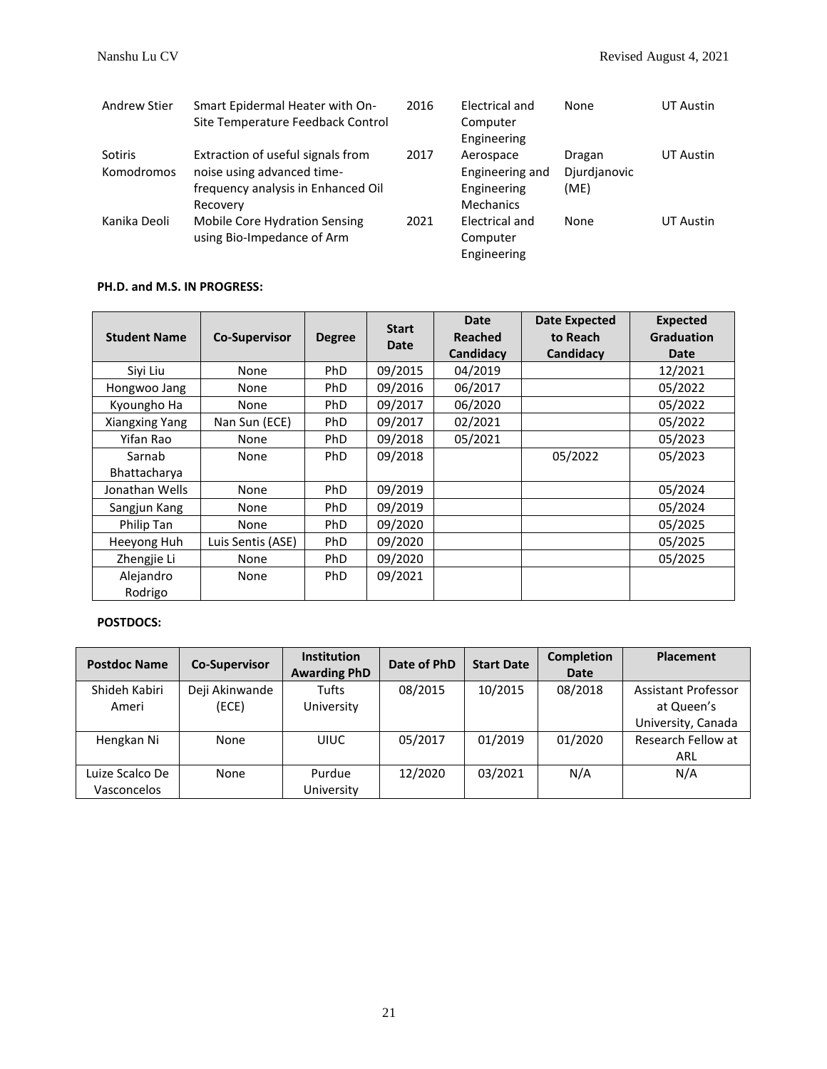| | | | | | |
|---|---|---|---|---|---|
| Andrew Stier | Smart Epidermal Heater with On-Site Temperature Feedback Control | 2016 | Electrical and Computer Engineering | None | UT Austin |
| Sotiris Komodromos | Extraction of useful signals from noise using advanced time-frequency analysis in Enhanced Oil Recovery | 2017 | Aerospace Engineering and Engineering Mechanics | Dragan Djurdjanovic (ME) | UT Austin |
| Kanika Deoli | Mobile Core Hydration Sensing using Bio-Impedance of Arm | 2021 | Electrical and Computer Engineering | None | UT Austin |

**PH.D. and M.S. IN PROGRESS:**

| Student Name | Co-Supervisor | Degree | Start Date | Date Reached Candidacy | Date Expected to Reach Candidacy | Expected Graduation Date |
|---|---|---|---|---|---|---|
| Siyi Liu | None | PhD | 09/2015 | 04/2019 | | 12/2021 |
| Hongwoo Jang | None | PhD | 09/2016 | 06/2017 | | 05/2022 |
| Kyoungho Ha | None | PhD | 09/2017 | 06/2020 | | 05/2022 |
| Xiangxing Yang | Nan Sun (ECE) | PhD | 09/2017 | 02/2021 | | 05/2022 |
| Yifan Rao | None | PhD | 09/2018 | 05/2021 | | 05/2023 |
| Sarnab Bhattacharya | None | PhD | 09/2018 | | 05/2022 | 05/2023 |
| Jonathan Wells | None | PhD | 09/2019 | | | 05/2024 |
| Sangjun Kang | None | PhD | 09/2019 | | | 05/2024 |
| Philip Tan | None | PhD | 09/2020 | | | 05/2025 |
| Heeyong Huh | Luis Sentis (ASE) | PhD | 09/2020 | | | 05/2025 |
| Zhengjie Li | None | PhD | 09/2020 | | | 05/2025 |
| Alejandro Rodrigo | None | PhD | 09/2021 | | | |

**POSTDOCS:**

| Postdoc Name | Co-Supervisor | Institution Awarding PhD | Date of PhD | Start Date | Completion Date | Placement |
|---|---|---|---|---|---|---|
| Shideh Kabiri Ameri | Deji Akinwande (ECE) | Tufts University | 08/2015 | 10/2015 | 08/2018 | Assistant Professor at Queen's University, Canada |
| Hengkan Ni | None | UIUC | 05/2017 | 01/2019 | 01/2020 | Research Fellow at ARL |
| Luize Scalco De Vasconcelos | None | Purdue University | 12/2020 | 03/2021 | N/A | N/A |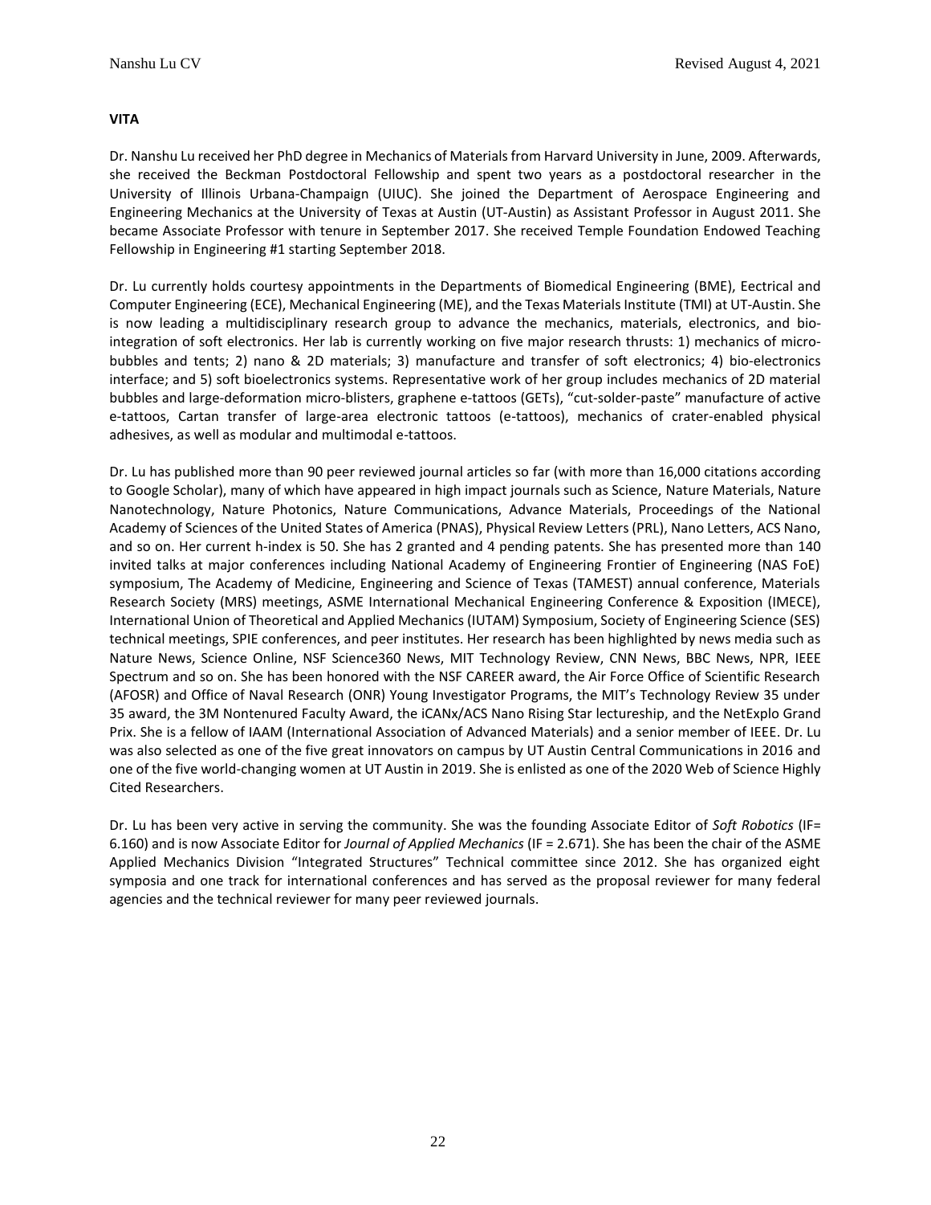**VITA**

Dr. Nanshu Lu received her PhD degree in Mechanics of Materials from Harvard University in June, 2009. Afterwards, she received the Beckman Postdoctoral Fellowship and spent two years as a postdoctoral researcher in the University of Illinois Urbana-Champaign (UIUC). She joined the Department of Aerospace Engineering and Engineering Mechanics at the University of Texas at Austin (UT-Austin) as Assistant Professor in August 2011. She became Associate Professor with tenure in September 2017. She received Temple Foundation Endowed Teaching Fellowship in Engineering #1 starting September 2018.

Dr. Lu currently holds courtesy appointments in the Departments of Biomedical Engineering (BME), Eectrical and Computer Engineering (ECE), Mechanical Engineering (ME), and the Texas Materials Institute (TMI) at UT-Austin. She is now leading a multidisciplinary research group to advance the mechanics, materials, electronics, and bio-integration of soft electronics. Her lab is currently working on five major research thrusts: 1) mechanics of micro-bubbles and tents; 2) nano & 2D materials; 3) manufacture and transfer of soft electronics; 4) bio-electronics interface; and 5) soft bioelectronics systems. Representative work of her group includes mechanics of 2D material bubbles and large-deformation micro-blisters, graphene e-tattoos (GETs), "cut-solder-paste" manufacture of active e-tattoos, Cartan transfer of large-area electronic tattoos (e-tattoos), mechanics of crater-enabled physical adhesives, as well as modular and multimodal e-tattoos.

Dr. Lu has published more than 90 peer reviewed journal articles so far (with more than 16,000 citations according to Google Scholar), many of which have appeared in high impact journals such as Science, Nature Materials, Nature Nanotechnology, Nature Photonics, Nature Communications, Advance Materials, Proceedings of the National Academy of Sciences of the United States of America (PNAS), Physical Review Letters (PRL), Nano Letters, ACS Nano, and so on. Her current h-index is 50. She has 2 granted and 4 pending patents. She has presented more than 140 invited talks at major conferences including National Academy of Engineering Frontier of Engineering (NAS FoE) symposium, The Academy of Medicine, Engineering and Science of Texas (TAMEST) annual conference, Materials Research Society (MRS) meetings, ASME International Mechanical Engineering Conference & Exposition (IMECE), International Union of Theoretical and Applied Mechanics (IUTAM) Symposium, Society of Engineering Science (SES) technical meetings, SPIE conferences, and peer institutes. Her research has been highlighted by news media such as Nature News, Science Online, NSF Science360 News, MIT Technology Review, CNN News, BBC News, NPR, IEEE Spectrum and so on. She has been honored with the NSF CAREER award, the Air Force Office of Scientific Research (AFOSR) and Office of Naval Research (ONR) Young Investigator Programs, the MIT's Technology Review 35 under 35 award, the 3M Nontenured Faculty Award, the iCANx/ACS Nano Rising Star lectureship, and the NetExplo Grand Prix. She is a fellow of IAAM (International Association of Advanced Materials) and a senior member of IEEE. Dr. Lu was also selected as one of the five great innovators on campus by UT Austin Central Communications in 2016 and one of the five world-changing women at UT Austin in 2019. She is enlisted as one of the 2020 Web of Science Highly Cited Researchers.

Dr. Lu has been very active in serving the community. She was the founding Associate Editor of *Soft Robotics* (IF= 6.160) and is now Associate Editor for *Journal of Applied Mechanics* (IF = 2.671). She has been the chair of the ASME Applied Mechanics Division "Integrated Structures" Technical committee since 2012. She has organized eight symposia and one track for international conferences and has served as the proposal reviewer for many federal agencies and the technical reviewer for many peer reviewed journals.